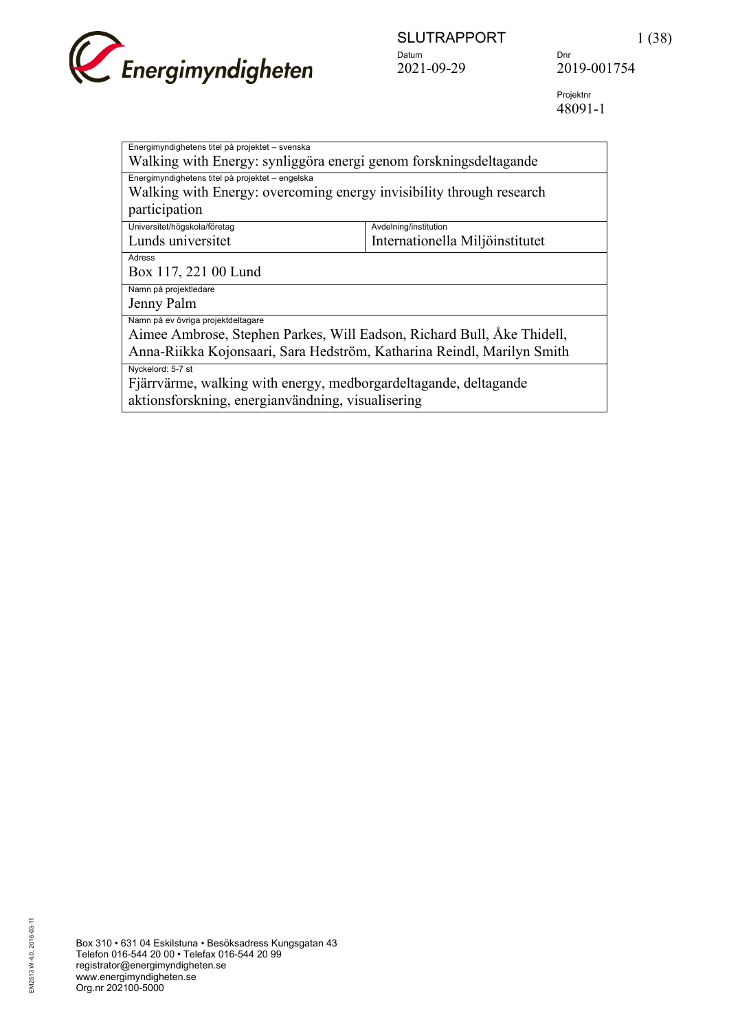Energimyndigheten

SLUTRAPPORT

Datum: 2021-09-29

Dnr: 2019-001754

Projektnr: 48091-1

| Energimyndighetens titel på projektet – svenska | |
|---|---|
| Walking with Energy: synliggöra energi genom forskningsdeltagande | |
| **Energimyndighetens titel på projektet – engelska** | |
| Walking with Energy: overcoming energy invisibility through research participation | |
| **Universitet/högskola/företag** | **Avdelning/institution** |
| Lunds universitet | Internationella Miljöinstitutet |
| **Adress** | |
| Box 117, 221 00 Lund | |
| **Namn på projektledare** | |
| Jenny Palm | |
| **Namn på ev övriga projektdeltagare** | |
| Aimee Ambrose, Stephen Parkes, Will Eadson, Richard Bull, Åke Thidell, Anna-Riikka Kojonsaari, Sara Hedström, Katharina Reindl, Marilyn Smith | |
| **Nyckelord: 5-7 st** | |
| Fjärrvärme, walking with energy, medborgardeltagande, deltagande aktionsforskning, energianvändning, visualisering | |

Box 310 • 631 04 Eskilstuna • Besöksadress Kungsgatan 43
Telefon 016-544 20 00 • Telefax 016-544 20 99
registrator@energimyndigheten.se
www.energimyndigheten.se
Org.nr 202100-5000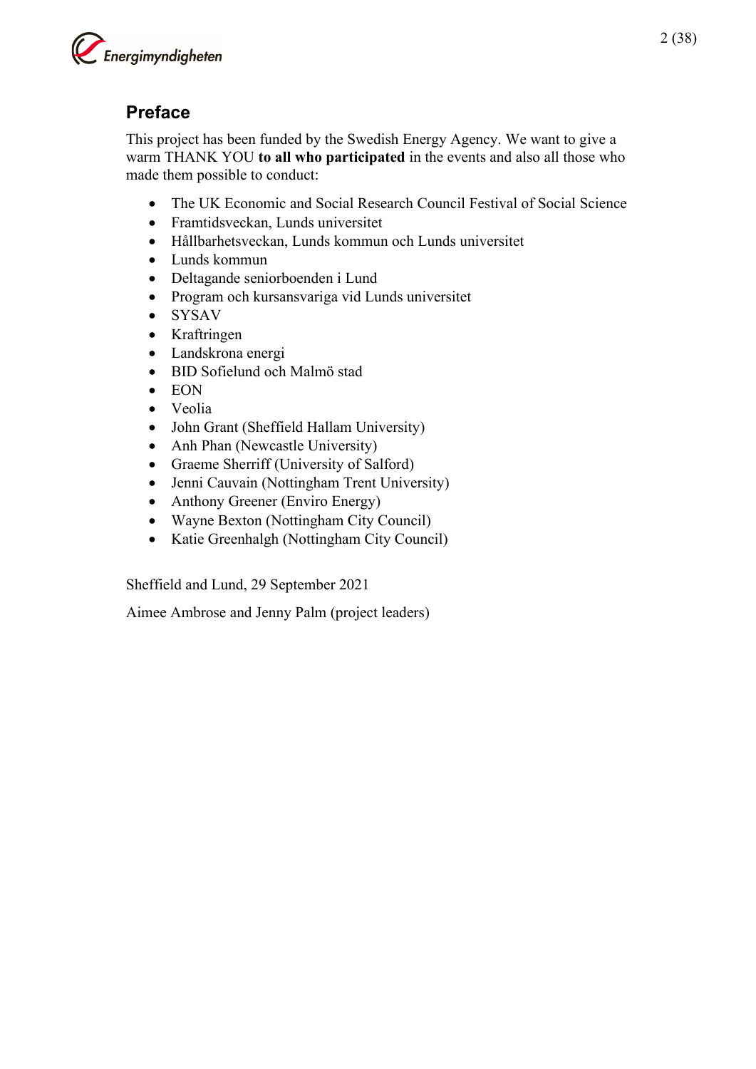## Preface

This project has been funded by the Swedish Energy Agency. We want to give a warm THANK YOU **to all who participated** in the events and also all those who made them possible to conduct:

- The UK Economic and Social Research Council Festival of Social Science
- Framtidsveckan, Lunds universitet
- Hållbarhetsveckan, Lunds kommun och Lunds universitet
- Lunds kommun
- Deltagande seniorboenden i Lund
- Program och kursansvariga vid Lunds universitet
- SYSAV
- Kraftringen
- Landskrona energi
- BID Sofielund och Malmö stad
- EON
- Veolia
- John Grant (Sheffield Hallam University)
- Anh Phan (Newcastle University)
- Graeme Sherriff (University of Salford)
- Jenni Cauvain (Nottingham Trent University)
- Anthony Greener (Enviro Energy)
- Wayne Bexton (Nottingham City Council)
- Katie Greenhalgh (Nottingham City Council)

Sheffield and Lund, 29 September 2021

Aimee Ambrose and Jenny Palm (project leaders)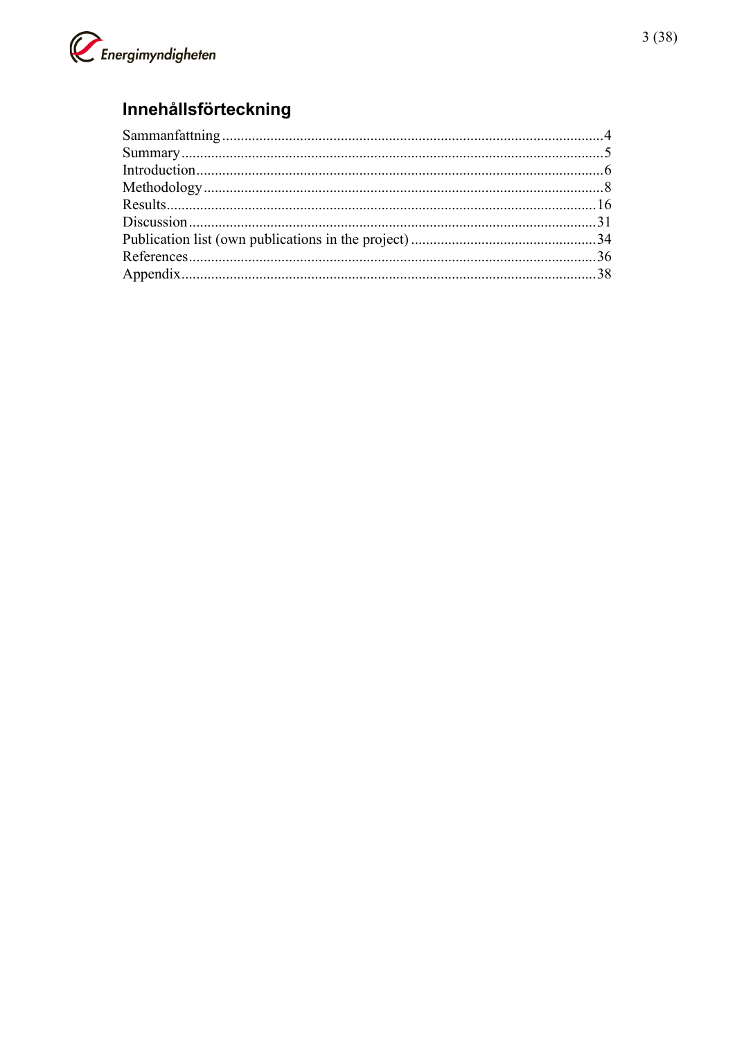# Innehållsförteckning

| | |
|---|---|
| Sammanfattning | 4 |
| Summary | 5 |
| Introduction | 6 |
| Methodology | 8 |
| Results | 16 |
| Discussion | 31 |
| Publication list (own publications in the project) | 34 |
| References | 36 |
| Appendix | 38 |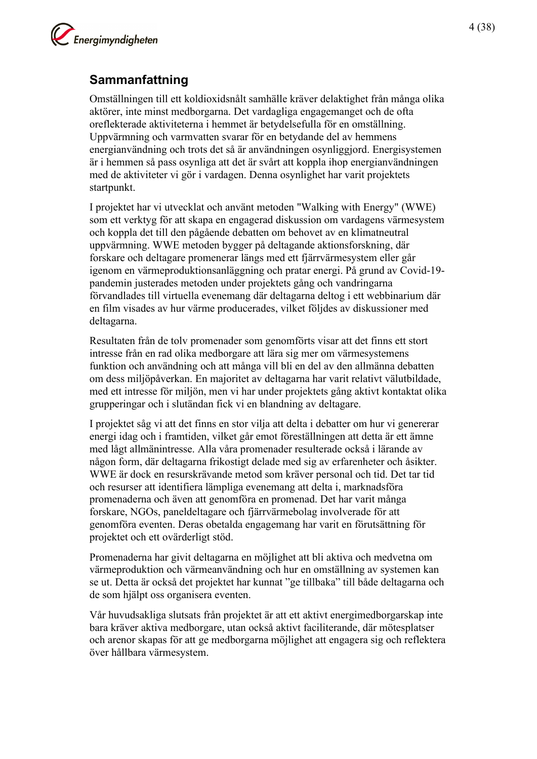## Sammanfattning

Omställningen till ett koldioxidsnålt samhälle kräver delaktighet från många olika aktörer, inte minst medborgarna. Det vardagliga engagemanget och de ofta oreflekterade aktiviteterna i hemmet är betydelsefulla för en omställning. Uppvärmning och varmvatten svarar för en betydande del av hemmens energianvändning och trots det så är användningen osynliggjord. Energisystemen är i hemmen så pass osynliga att det är svårt att koppla ihop energianvändningen med de aktiviteter vi gör i vardagen. Denna osynlighet har varit projektets startpunkt.

I projektet har vi utvecklat och använt metoden "Walking with Energy" (WWE) som ett verktyg för att skapa en engagerad diskussion om vardagens värmesystem och koppla det till den pågående debatten om behovet av en klimatneutral uppvärmning. WWE metoden bygger på deltagande aktionsforskning, där forskare och deltagare promenerar längs med ett fjärrvärmesystem eller går igenom en värmeproduktionsanläggning och pratar energi. På grund av Covid-19-pandemin justerades metoden under projektets gång och vandringarna förvandlades till virtuella evenemang där deltagarna deltog i ett webbinarium där en film visades av hur värme producerades, vilket följdes av diskussioner med deltagarna.

Resultaten från de tolv promenader som genomförts visar att det finns ett stort intresse från en rad olika medborgare att lära sig mer om värmesystemens funktion och användning och att många vill bli en del av den allmänna debatten om dess miljöpåverkan. En majoritet av deltagarna har varit relativt välutbildade, med ett intresse för miljön, men vi har under projektets gång aktivt kontaktat olika grupperingar och i slutändan fick vi en blandning av deltagare.

I projektet såg vi att det finns en stor vilja att delta i debatter om hur vi genererar energi idag och i framtiden, vilket går emot föreställningen att detta är ett ämne med lågt allmänintresse. Alla våra promenader resulterade också i lärande av någon form, där deltagarna frikostigt delade med sig av erfarenheter och åsikter. WWE är dock en resurskrävande metod som kräver personal och tid. Det tar tid och resurser att identifiera lämpliga evenemang att delta i, marknadsföra promenaderna och även att genomföra en promenad. Det har varit många forskare, NGOs, paneldeltagare och fjärrvärmebolag involverade för att genomföra eventen. Deras obetalda engagemang har varit en förutsättning för projektet och ett ovärderligt stöd.

Promenaderna har givit deltagarna en möjlighet att bli aktiva och medvetna om värmeproduktion och värmeanvändning och hur en omställning av systemen kan se ut. Detta är också det projektet har kunnat "ge tillbaka" till både deltagarna och de som hjälpt oss organisera eventen.

Vår huvudsakliga slutsats från projektet är att ett aktivt energimedborgarskap inte bara kräver aktiva medborgare, utan också aktivt faciliterande, där mötesplatser och arenor skapas för att ge medborgarna möjlighet att engagera sig och reflektera över hållbara värmesystem.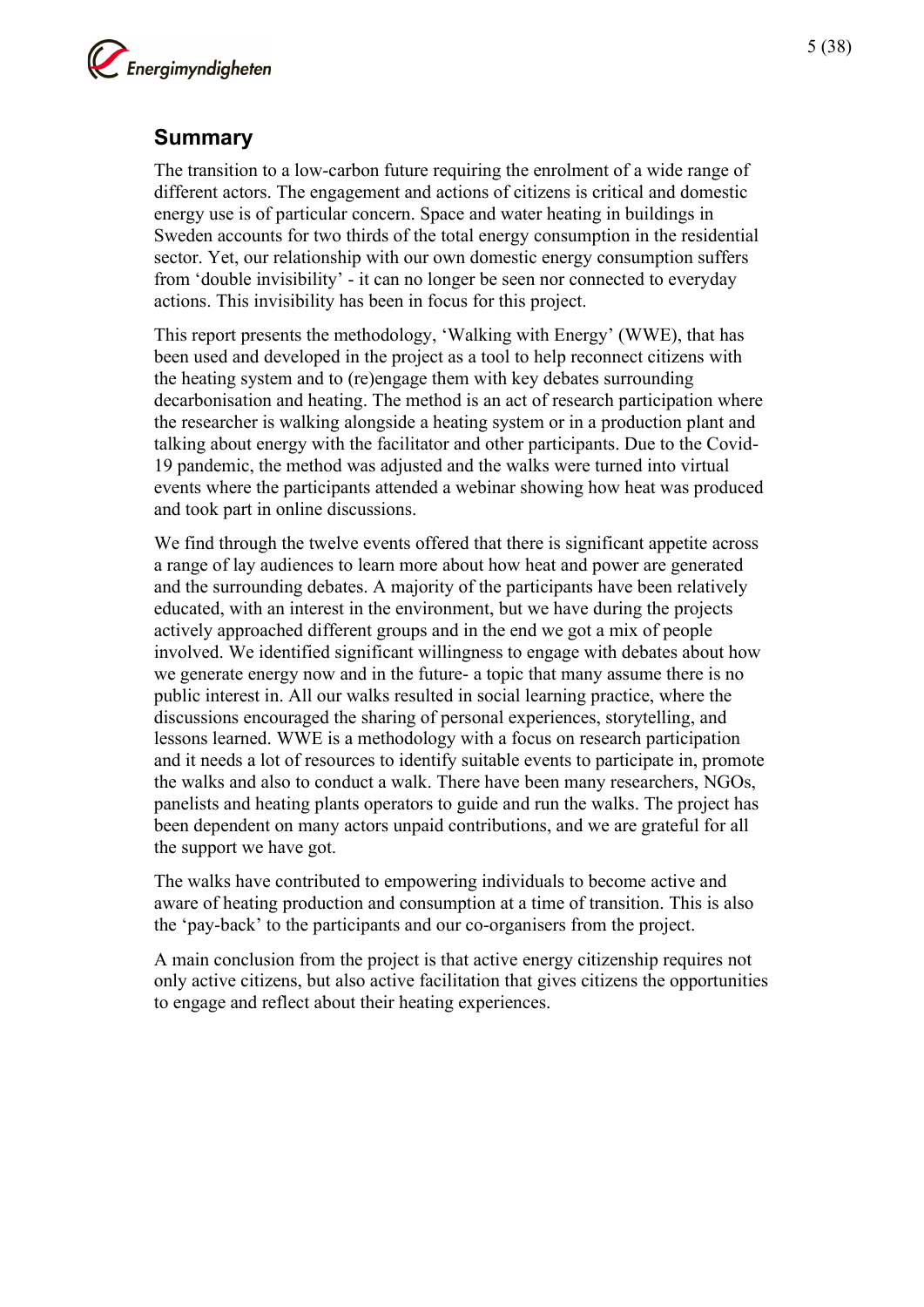## Summary

The transition to a low-carbon future requiring the enrolment of a wide range of different actors. The engagement and actions of citizens is critical and domestic energy use is of particular concern. Space and water heating in buildings in Sweden accounts for two thirds of the total energy consumption in the residential sector. Yet, our relationship with our own domestic energy consumption suffers from 'double invisibility' - it can no longer be seen nor connected to everyday actions. This invisibility has been in focus for this project.

This report presents the methodology, 'Walking with Energy' (WWE), that has been used and developed in the project as a tool to help reconnect citizens with the heating system and to (re)engage them with key debates surrounding decarbonisation and heating. The method is an act of research participation where the researcher is walking alongside a heating system or in a production plant and talking about energy with the facilitator and other participants. Due to the Covid-19 pandemic, the method was adjusted and the walks were turned into virtual events where the participants attended a webinar showing how heat was produced and took part in online discussions.

We find through the twelve events offered that there is significant appetite across a range of lay audiences to learn more about how heat and power are generated and the surrounding debates. A majority of the participants have been relatively educated, with an interest in the environment, but we have during the projects actively approached different groups and in the end we got a mix of people involved. We identified significant willingness to engage with debates about how we generate energy now and in the future- a topic that many assume there is no public interest in. All our walks resulted in social learning practice, where the discussions encouraged the sharing of personal experiences, storytelling, and lessons learned. WWE is a methodology with a focus on research participation and it needs a lot of resources to identify suitable events to participate in, promote the walks and also to conduct a walk. There have been many researchers, NGOs, panelists and heating plants operators to guide and run the walks. The project has been dependent on many actors unpaid contributions, and we are grateful for all the support we have got.

The walks have contributed to empowering individuals to become active and aware of heating production and consumption at a time of transition. This is also the 'pay-back' to the participants and our co-organisers from the project.

A main conclusion from the project is that active energy citizenship requires not only active citizens, but also active facilitation that gives citizens the opportunities to engage and reflect about their heating experiences.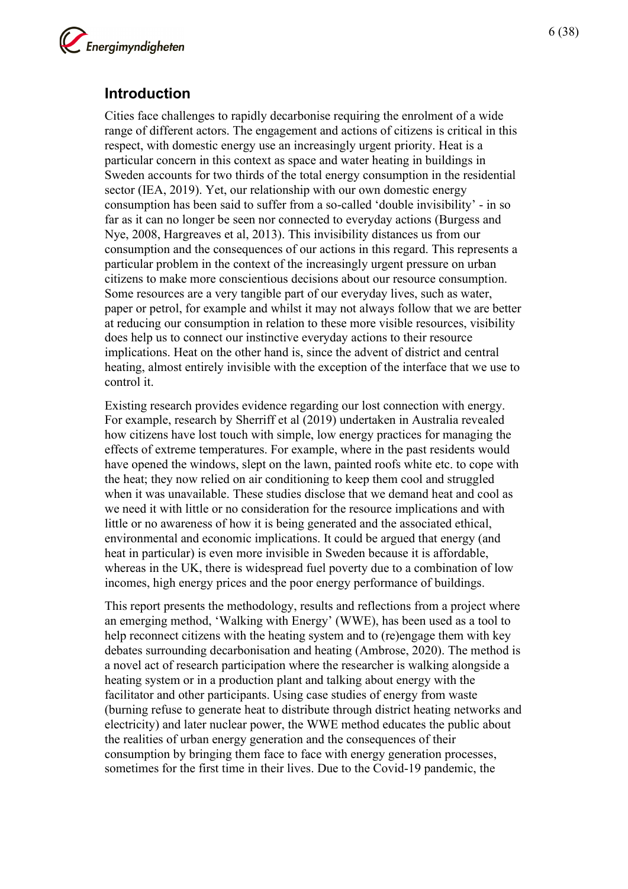## Introduction

Cities face challenges to rapidly decarbonise requiring the enrolment of a wide range of different actors. The engagement and actions of citizens is critical in this respect, with domestic energy use an increasingly urgent priority. Heat is a particular concern in this context as space and water heating in buildings in Sweden accounts for two thirds of the total energy consumption in the residential sector (IEA, 2019). Yet, our relationship with our own domestic energy consumption has been said to suffer from a so-called 'double invisibility' - in so far as it can no longer be seen nor connected to everyday actions (Burgess and Nye, 2008, Hargreaves et al, 2013). This invisibility distances us from our consumption and the consequences of our actions in this regard. This represents a particular problem in the context of the increasingly urgent pressure on urban citizens to make more conscientious decisions about our resource consumption. Some resources are a very tangible part of our everyday lives, such as water, paper or petrol, for example and whilst it may not always follow that we are better at reducing our consumption in relation to these more visible resources, visibility does help us to connect our instinctive everyday actions to their resource implications. Heat on the other hand is, since the advent of district and central heating, almost entirely invisible with the exception of the interface that we use to control it.

Existing research provides evidence regarding our lost connection with energy. For example, research by Sherriff et al (2019) undertaken in Australia revealed how citizens have lost touch with simple, low energy practices for managing the effects of extreme temperatures. For example, where in the past residents would have opened the windows, slept on the lawn, painted roofs white etc. to cope with the heat; they now relied on air conditioning to keep them cool and struggled when it was unavailable. These studies disclose that we demand heat and cool as we need it with little or no consideration for the resource implications and with little or no awareness of how it is being generated and the associated ethical, environmental and economic implications. It could be argued that energy (and heat in particular) is even more invisible in Sweden because it is affordable, whereas in the UK, there is widespread fuel poverty due to a combination of low incomes, high energy prices and the poor energy performance of buildings.

This report presents the methodology, results and reflections from a project where an emerging method, 'Walking with Energy' (WWE), has been used as a tool to help reconnect citizens with the heating system and to (re)engage them with key debates surrounding decarbonisation and heating (Ambrose, 2020). The method is a novel act of research participation where the researcher is walking alongside a heating system or in a production plant and talking about energy with the facilitator and other participants. Using case studies of energy from waste (burning refuse to generate heat to distribute through district heating networks and electricity) and later nuclear power, the WWE method educates the public about the realities of urban energy generation and the consequences of their consumption by bringing them face to face with energy generation processes, sometimes for the first time in their lives. Due to the Covid-19 pandemic, the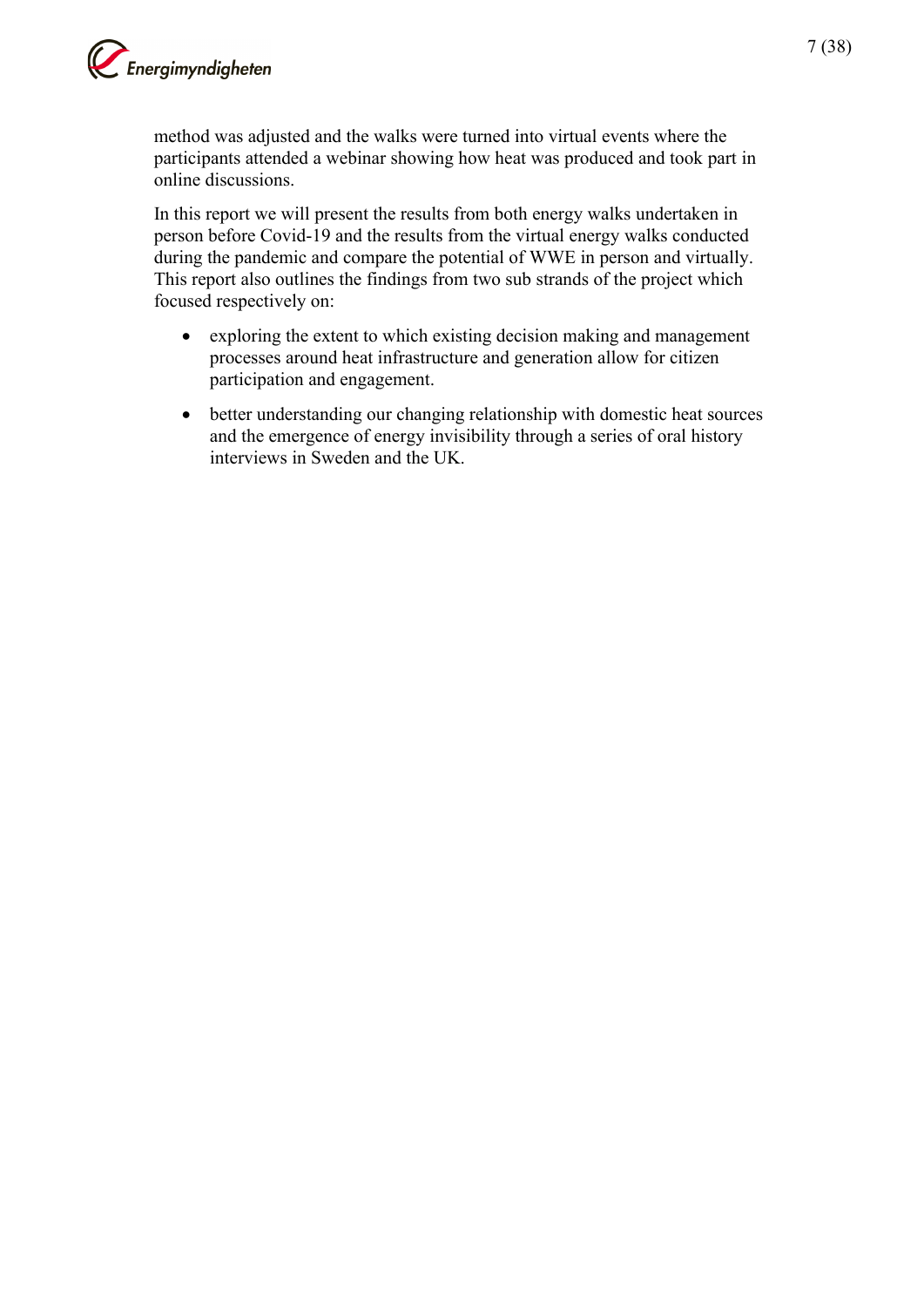method was adjusted and the walks were turned into virtual events where the participants attended a webinar showing how heat was produced and took part in online discussions.

In this report we will present the results from both energy walks undertaken in person before Covid-19 and the results from the virtual energy walks conducted during the pandemic and compare the potential of WWE in person and virtually. This report also outlines the findings from two sub strands of the project which focused respectively on:

- exploring the extent to which existing decision making and management processes around heat infrastructure and generation allow for citizen participation and engagement.
- better understanding our changing relationship with domestic heat sources and the emergence of energy invisibility through a series of oral history interviews in Sweden and the UK.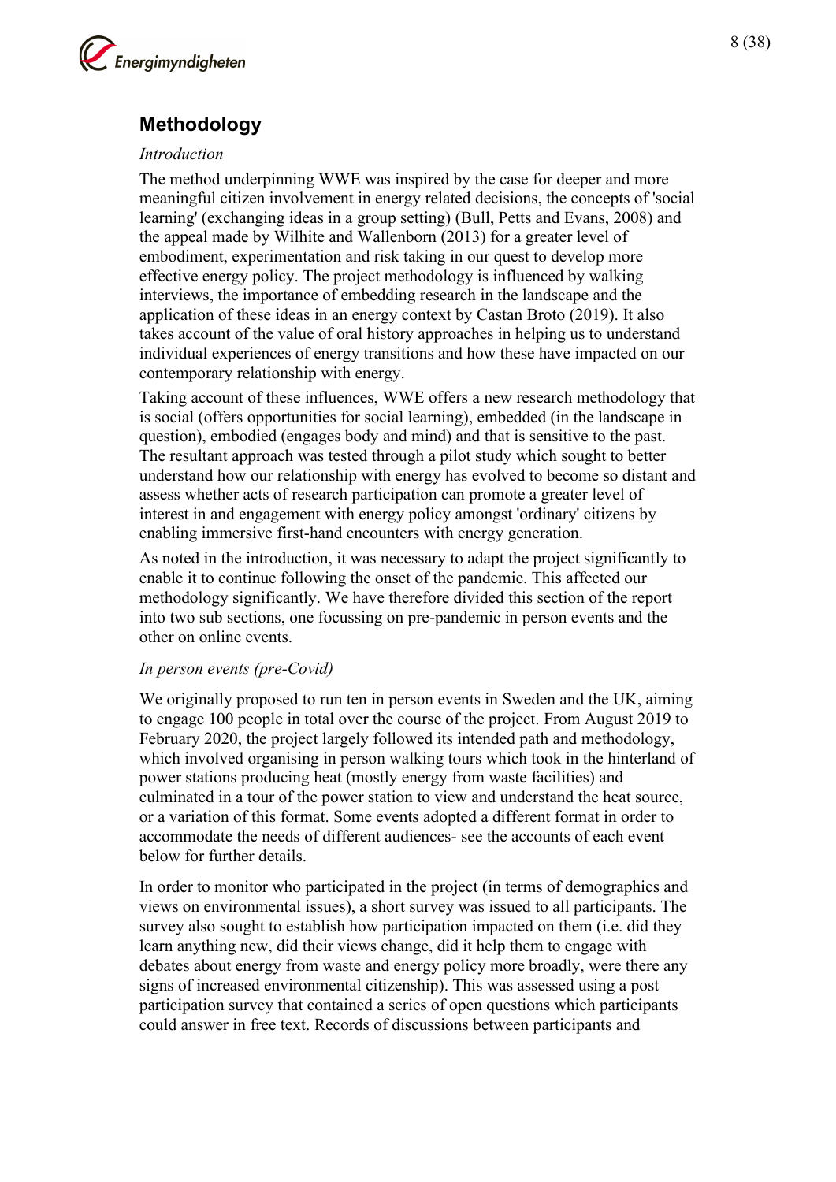## Methodology

*Introduction*

The method underpinning WWE was inspired by the case for deeper and more meaningful citizen involvement in energy related decisions, the concepts of 'social learning' (exchanging ideas in a group setting) (Bull, Petts and Evans, 2008) and the appeal made by Wilhite and Wallenborn (2013) for a greater level of embodiment, experimentation and risk taking in our quest to develop more effective energy policy. The project methodology is influenced by walking interviews, the importance of embedding research in the landscape and the application of these ideas in an energy context by Castan Broto (2019). It also takes account of the value of oral history approaches in helping us to understand individual experiences of energy transitions and how these have impacted on our contemporary relationship with energy.

Taking account of these influences, WWE offers a new research methodology that is social (offers opportunities for social learning), embedded (in the landscape in question), embodied (engages body and mind) and that is sensitive to the past. The resultant approach was tested through a pilot study which sought to better understand how our relationship with energy has evolved to become so distant and assess whether acts of research participation can promote a greater level of interest in and engagement with energy policy amongst 'ordinary' citizens by enabling immersive first-hand encounters with energy generation.

As noted in the introduction, it was necessary to adapt the project significantly to enable it to continue following the onset of the pandemic. This affected our methodology significantly. We have therefore divided this section of the report into two sub sections, one focussing on pre-pandemic in person events and the other on online events.

*In person events (pre-Covid)*

We originally proposed to run ten in person events in Sweden and the UK, aiming to engage 100 people in total over the course of the project. From August 2019 to February 2020, the project largely followed its intended path and methodology, which involved organising in person walking tours which took in the hinterland of power stations producing heat (mostly energy from waste facilities) and culminated in a tour of the power station to view and understand the heat source, or a variation of this format. Some events adopted a different format in order to accommodate the needs of different audiences- see the accounts of each event below for further details.

In order to monitor who participated in the project (in terms of demographics and views on environmental issues), a short survey was issued to all participants. The survey also sought to establish how participation impacted on them (i.e. did they learn anything new, did their views change, did it help them to engage with debates about energy from waste and energy policy more broadly, were there any signs of increased environmental citizenship). This was assessed using a post participation survey that contained a series of open questions which participants could answer in free text. Records of discussions between participants and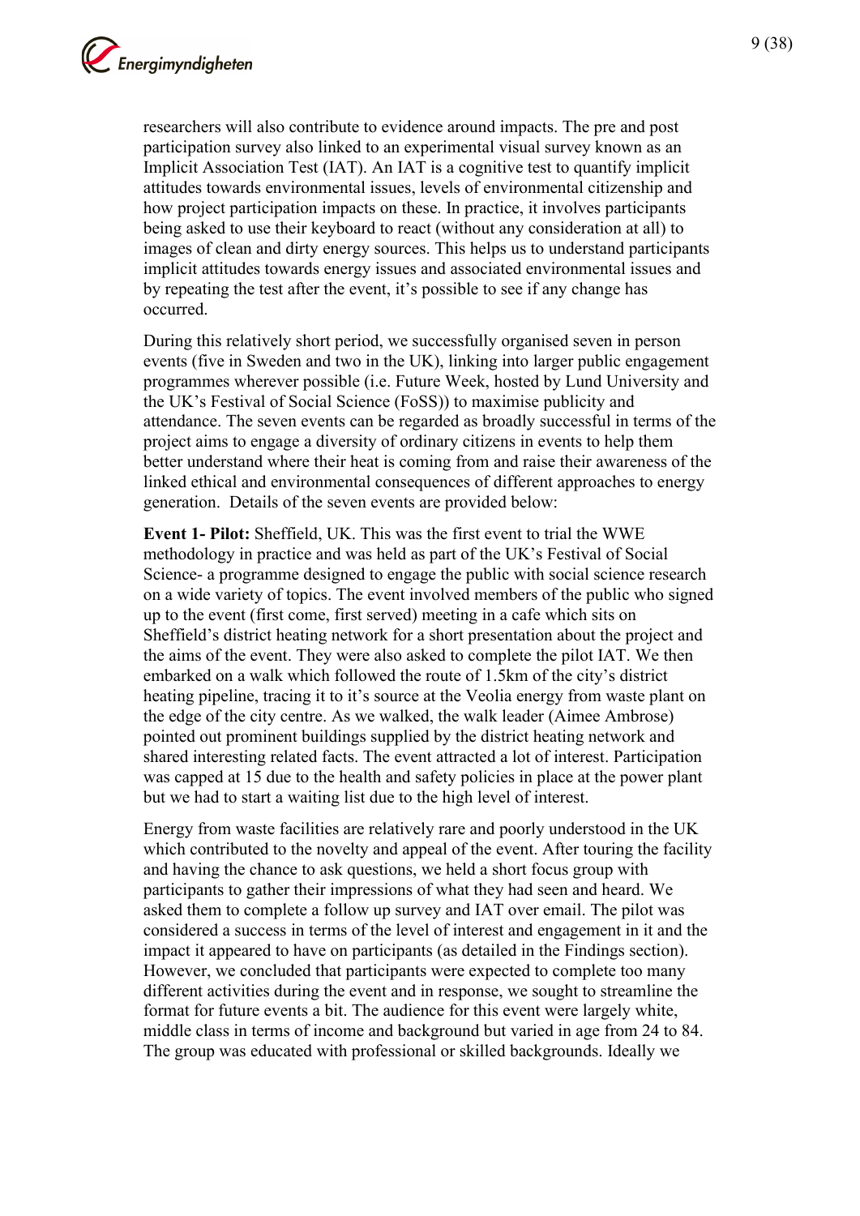researchers will also contribute to evidence around impacts. The pre and post participation survey also linked to an experimental visual survey known as an Implicit Association Test (IAT). An IAT is a cognitive test to quantify implicit attitudes towards environmental issues, levels of environmental citizenship and how project participation impacts on these. In practice, it involves participants being asked to use their keyboard to react (without any consideration at all) to images of clean and dirty energy sources. This helps us to understand participants implicit attitudes towards energy issues and associated environmental issues and by repeating the test after the event, it's possible to see if any change has occurred.

During this relatively short period, we successfully organised seven in person events (five in Sweden and two in the UK), linking into larger public engagement programmes wherever possible (i.e. Future Week, hosted by Lund University and the UK's Festival of Social Science (FoSS)) to maximise publicity and attendance. The seven events can be regarded as broadly successful in terms of the project aims to engage a diversity of ordinary citizens in events to help them better understand where their heat is coming from and raise their awareness of the linked ethical and environmental consequences of different approaches to energy generation.  Details of the seven events are provided below:

**Event 1- Pilot:** Sheffield, UK. This was the first event to trial the WWE methodology in practice and was held as part of the UK's Festival of Social Science- a programme designed to engage the public with social science research on a wide variety of topics. The event involved members of the public who signed up to the event (first come, first served) meeting in a cafe which sits on Sheffield's district heating network for a short presentation about the project and the aims of the event. They were also asked to complete the pilot IAT. We then embarked on a walk which followed the route of 1.5km of the city's district heating pipeline, tracing it to it's source at the Veolia energy from waste plant on the edge of the city centre. As we walked, the walk leader (Aimee Ambrose) pointed out prominent buildings supplied by the district heating network and shared interesting related facts. The event attracted a lot of interest. Participation was capped at 15 due to the health and safety policies in place at the power plant but we had to start a waiting list due to the high level of interest.

Energy from waste facilities are relatively rare and poorly understood in the UK which contributed to the novelty and appeal of the event. After touring the facility and having the chance to ask questions, we held a short focus group with participants to gather their impressions of what they had seen and heard. We asked them to complete a follow up survey and IAT over email. The pilot was considered a success in terms of the level of interest and engagement in it and the impact it appeared to have on participants (as detailed in the Findings section). However, we concluded that participants were expected to complete too many different activities during the event and in response, we sought to streamline the format for future events a bit. The audience for this event were largely white, middle class in terms of income and background but varied in age from 24 to 84. The group was educated with professional or skilled backgrounds. Ideally we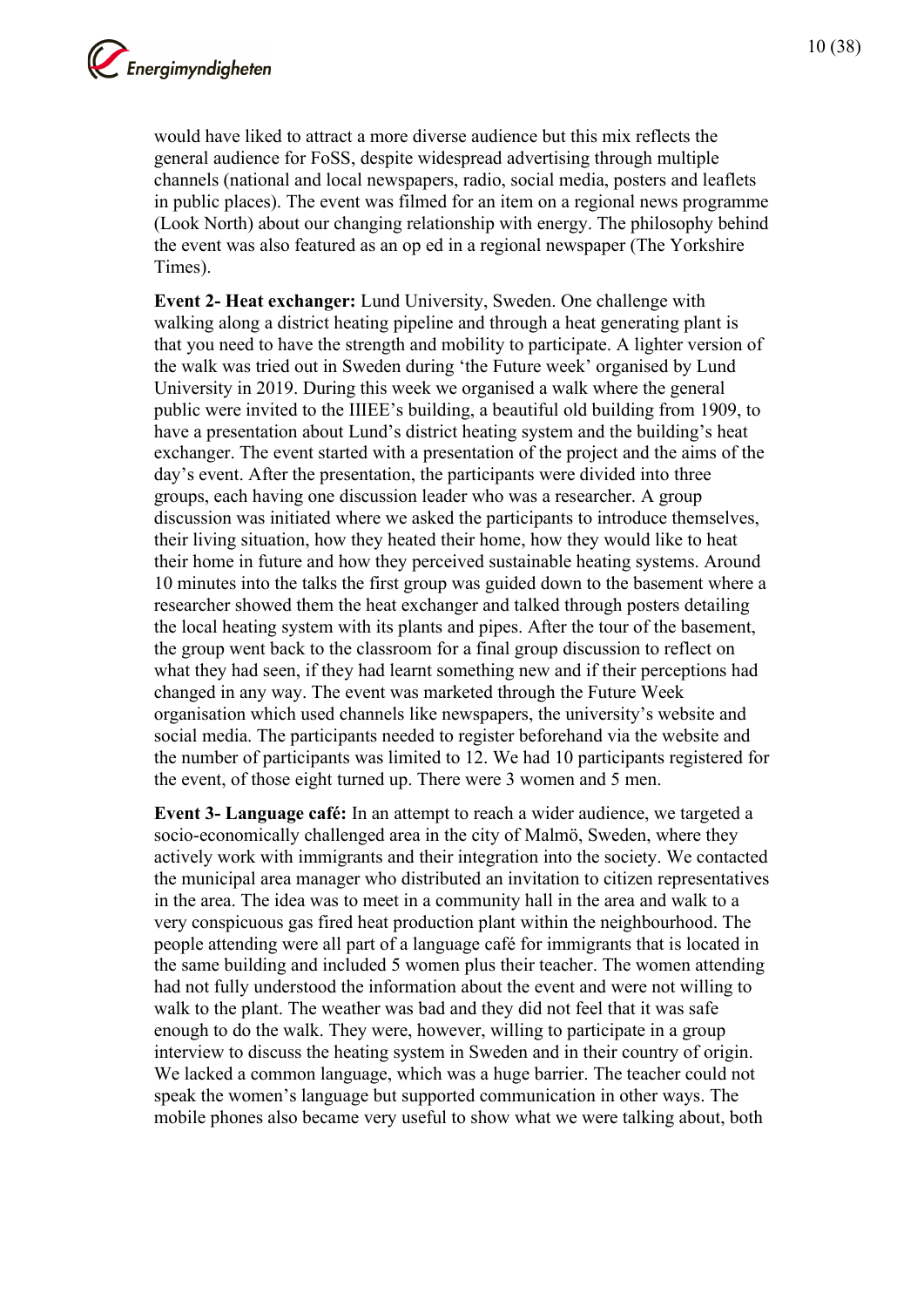would have liked to attract a more diverse audience but this mix reflects the general audience for FoSS, despite widespread advertising through multiple channels (national and local newspapers, radio, social media, posters and leaflets in public places). The event was filmed for an item on a regional news programme (Look North) about our changing relationship with energy. The philosophy behind the event was also featured as an op ed in a regional newspaper (The Yorkshire Times).

**Event 2- Heat exchanger:** Lund University, Sweden. One challenge with walking along a district heating pipeline and through a heat generating plant is that you need to have the strength and mobility to participate. A lighter version of the walk was tried out in Sweden during 'the Future week' organised by Lund University in 2019. During this week we organised a walk where the general public were invited to the IIIEE's building, a beautiful old building from 1909, to have a presentation about Lund's district heating system and the building's heat exchanger. The event started with a presentation of the project and the aims of the day's event. After the presentation, the participants were divided into three groups, each having one discussion leader who was a researcher. A group discussion was initiated where we asked the participants to introduce themselves, their living situation, how they heated their home, how they would like to heat their home in future and how they perceived sustainable heating systems. Around 10 minutes into the talks the first group was guided down to the basement where a researcher showed them the heat exchanger and talked through posters detailing the local heating system with its plants and pipes. After the tour of the basement, the group went back to the classroom for a final group discussion to reflect on what they had seen, if they had learnt something new and if their perceptions had changed in any way. The event was marketed through the Future Week organisation which used channels like newspapers, the university's website and social media. The participants needed to register beforehand via the website and the number of participants was limited to 12. We had 10 participants registered for the event, of those eight turned up. There were 3 women and 5 men.

**Event 3- Language café:** In an attempt to reach a wider audience, we targeted a socio-economically challenged area in the city of Malmö, Sweden, where they actively work with immigrants and their integration into the society. We contacted the municipal area manager who distributed an invitation to citizen representatives in the area. The idea was to meet in a community hall in the area and walk to a very conspicuous gas fired heat production plant within the neighbourhood. The people attending were all part of a language café for immigrants that is located in the same building and included 5 women plus their teacher. The women attending had not fully understood the information about the event and were not willing to walk to the plant. The weather was bad and they did not feel that it was safe enough to do the walk. They were, however, willing to participate in a group interview to discuss the heating system in Sweden and in their country of origin. We lacked a common language, which was a huge barrier. The teacher could not speak the women's language but supported communication in other ways. The mobile phones also became very useful to show what we were talking about, both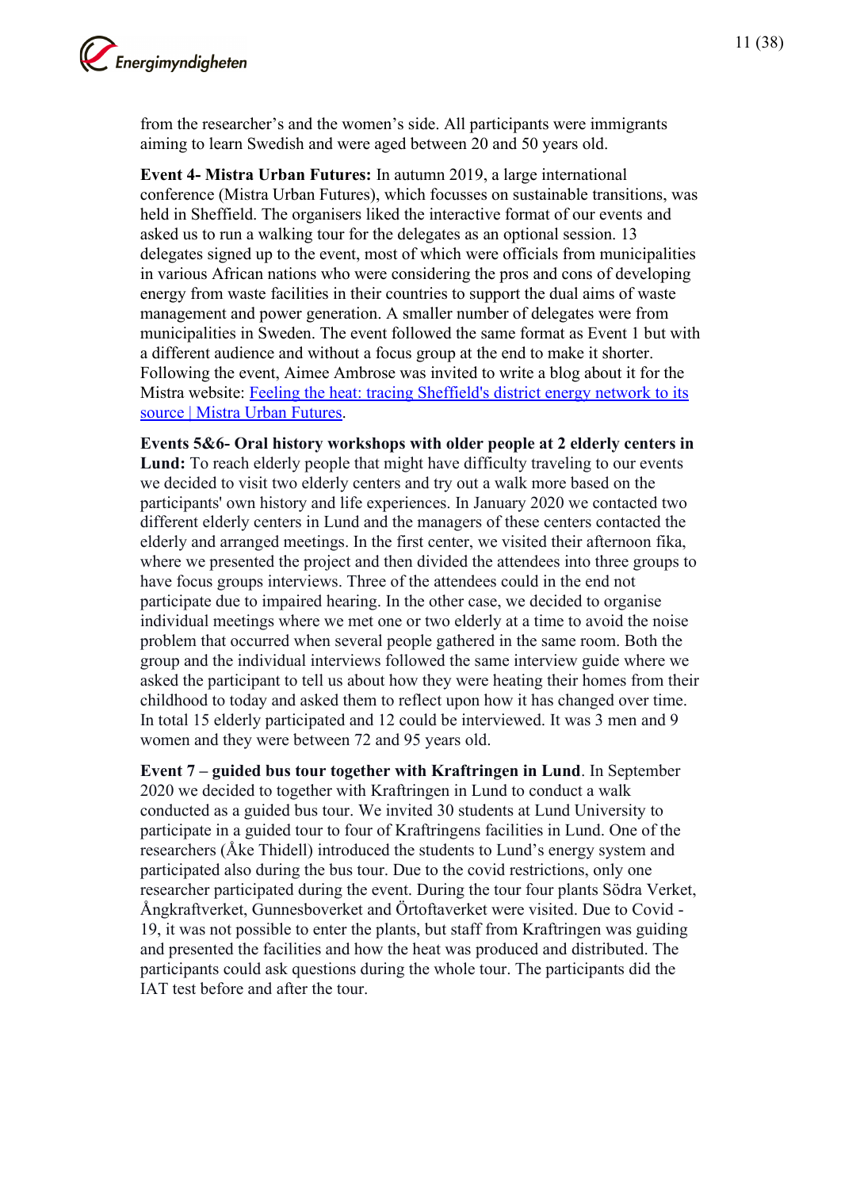from the researcher's and the women's side. All participants were immigrants aiming to learn Swedish and were aged between 20 and 50 years old.

**Event 4- Mistra Urban Futures:** In autumn 2019, a large international conference (Mistra Urban Futures), which focusses on sustainable transitions, was held in Sheffield. The organisers liked the interactive format of our events and asked us to run a walking tour for the delegates as an optional session. 13 delegates signed up to the event, most of which were officials from municipalities in various African nations who were considering the pros and cons of developing energy from waste facilities in their countries to support the dual aims of waste management and power generation. A smaller number of delegates were from municipalities in Sweden. The event followed the same format as Event 1 but with a different audience and without a focus group at the end to make it shorter. Following the event, Aimee Ambrose was invited to write a blog about it for the Mistra website: [Feeling the heat: tracing Sheffield's district energy network to its source | Mistra Urban Futures](#).

**Events 5&6- Oral history workshops with older people at 2 elderly centers in Lund:** To reach elderly people that might have difficulty traveling to our events we decided to visit two elderly centers and try out a walk more based on the participants' own history and life experiences. In January 2020 we contacted two different elderly centers in Lund and the managers of these centers contacted the elderly and arranged meetings. In the first center, we visited their afternoon fika, where we presented the project and then divided the attendees into three groups to have focus groups interviews. Three of the attendees could in the end not participate due to impaired hearing. In the other case, we decided to organise individual meetings where we met one or two elderly at a time to avoid the noise problem that occurred when several people gathered in the same room. Both the group and the individual interviews followed the same interview guide where we asked the participant to tell us about how they were heating their homes from their childhood to today and asked them to reflect upon how it has changed over time. In total 15 elderly participated and 12 could be interviewed. It was 3 men and 9 women and they were between 72 and 95 years old.

**Event 7 – guided bus tour together with Kraftringen in Lund**. In September 2020 we decided to together with Kraftringen in Lund to conduct a walk conducted as a guided bus tour. We invited 30 students at Lund University to participate in a guided tour to four of Kraftringens facilities in Lund. One of the researchers (Åke Thidell) introduced the students to Lund's energy system and participated also during the bus tour. Due to the covid restrictions, only one researcher participated during the event. During the tour four plants Södra Verket, Ångkraftverket, Gunnesboverket and Örtoftaverket were visited. Due to Covid - 19, it was not possible to enter the plants, but staff from Kraftringen was guiding and presented the facilities and how the heat was produced and distributed. The participants could ask questions during the whole tour. The participants did the IAT test before and after the tour.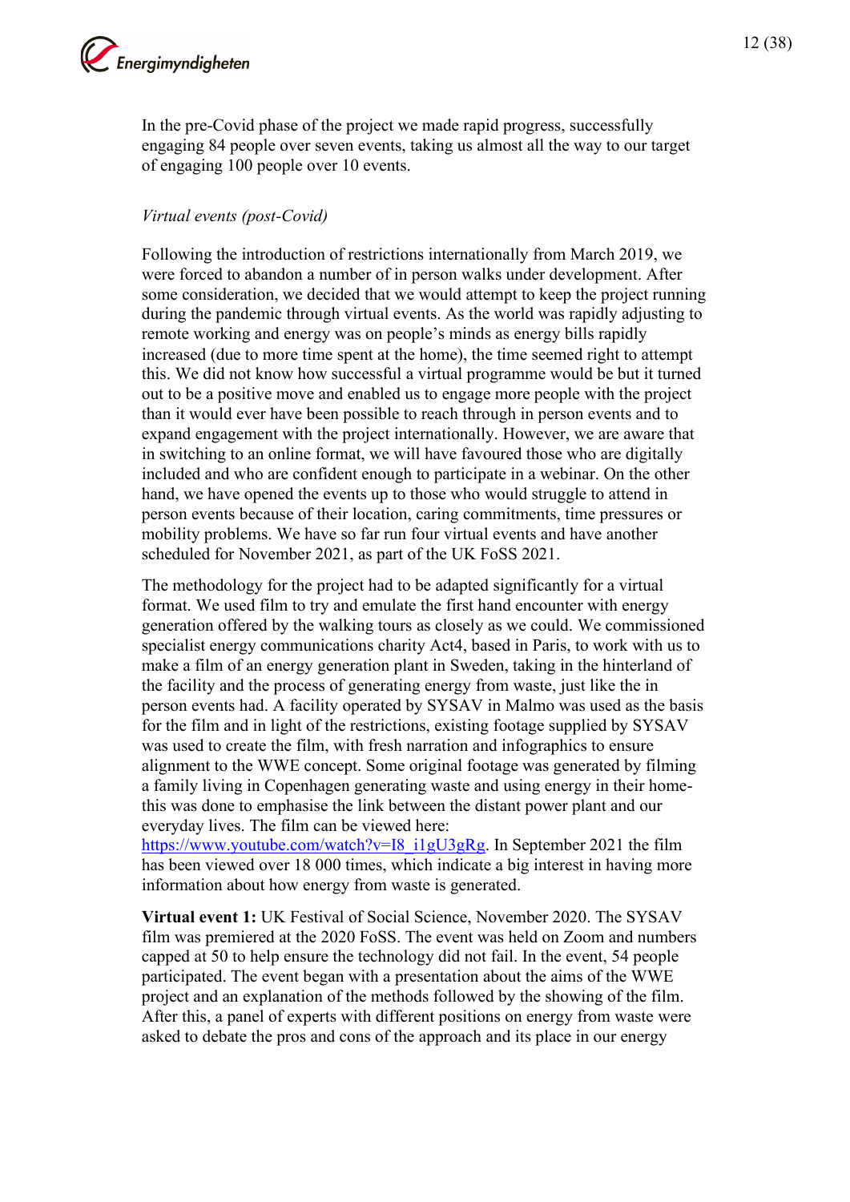In the pre-Covid phase of the project we made rapid progress, successfully engaging 84 people over seven events, taking us almost all the way to our target of engaging 100 people over 10 events.

*Virtual events (post-Covid)*

Following the introduction of restrictions internationally from March 2019, we were forced to abandon a number of in person walks under development. After some consideration, we decided that we would attempt to keep the project running during the pandemic through virtual events. As the world was rapidly adjusting to remote working and energy was on people's minds as energy bills rapidly increased (due to more time spent at the home), the time seemed right to attempt this. We did not know how successful a virtual programme would be but it turned out to be a positive move and enabled us to engage more people with the project than it would ever have been possible to reach through in person events and to expand engagement with the project internationally. However, we are aware that in switching to an online format, we will have favoured those who are digitally included and who are confident enough to participate in a webinar. On the other hand, we have opened the events up to those who would struggle to attend in person events because of their location, caring commitments, time pressures or mobility problems. We have so far run four virtual events and have another scheduled for November 2021, as part of the UK FoSS 2021.

The methodology for the project had to be adapted significantly for a virtual format. We used film to try and emulate the first hand encounter with energy generation offered by the walking tours as closely as we could. We commissioned specialist energy communications charity Act4, based in Paris, to work with us to make a film of an energy generation plant in Sweden, taking in the hinterland of the facility and the process of generating energy from waste, just like the in person events had. A facility operated by SYSAV in Malmo was used as the basis for the film and in light of the restrictions, existing footage supplied by SYSAV was used to create the film, with fresh narration and infographics to ensure alignment to the WWE concept. Some original footage was generated by filming a family living in Copenhagen generating waste and using energy in their home- this was done to emphasise the link between the distant power plant and our everyday lives. The film can be viewed here: https://www.youtube.com/watch?v=I8_i1gU3gRg. In September 2021 the film has been viewed over 18 000 times, which indicate a big interest in having more information about how energy from waste is generated.

**Virtual event 1:** UK Festival of Social Science, November 2020. The SYSAV film was premiered at the 2020 FoSS. The event was held on Zoom and numbers capped at 50 to help ensure the technology did not fail. In the event, 54 people participated. The event began with a presentation about the aims of the WWE project and an explanation of the methods followed by the showing of the film. After this, a panel of experts with different positions on energy from waste were asked to debate the pros and cons of the approach and its place in our energy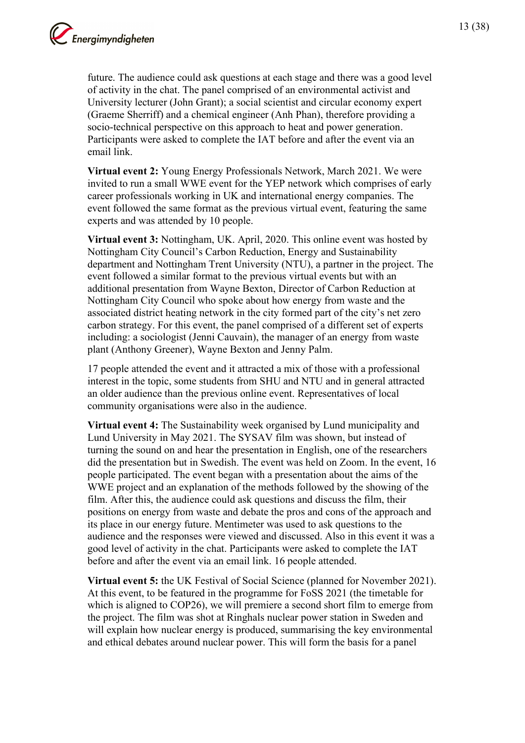future. The audience could ask questions at each stage and there was a good level of activity in the chat. The panel comprised of an environmental activist and University lecturer (John Grant); a social scientist and circular economy expert (Graeme Sherriff) and a chemical engineer (Anh Phan), therefore providing a socio-technical perspective on this approach to heat and power generation. Participants were asked to complete the IAT before and after the event via an email link.

**Virtual event 2:** Young Energy Professionals Network, March 2021. We were invited to run a small WWE event for the YEP network which comprises of early career professionals working in UK and international energy companies. The event followed the same format as the previous virtual event, featuring the same experts and was attended by 10 people.

**Virtual event 3:** Nottingham, UK. April, 2020. This online event was hosted by Nottingham City Council's Carbon Reduction, Energy and Sustainability department and Nottingham Trent University (NTU), a partner in the project. The event followed a similar format to the previous virtual events but with an additional presentation from Wayne Bexton, Director of Carbon Reduction at Nottingham City Council who spoke about how energy from waste and the associated district heating network in the city formed part of the city's net zero carbon strategy. For this event, the panel comprised of a different set of experts including: a sociologist (Jenni Cauvain), the manager of an energy from waste plant (Anthony Greener), Wayne Bexton and Jenny Palm.

17 people attended the event and it attracted a mix of those with a professional interest in the topic, some students from SHU and NTU and in general attracted an older audience than the previous online event. Representatives of local community organisations were also in the audience.

**Virtual event 4:** The Sustainability week organised by Lund municipality and Lund University in May 2021. The SYSAV film was shown, but instead of turning the sound on and hear the presentation in English, one of the researchers did the presentation but in Swedish. The event was held on Zoom. In the event, 16 people participated. The event began with a presentation about the aims of the WWE project and an explanation of the methods followed by the showing of the film. After this, the audience could ask questions and discuss the film, their positions on energy from waste and debate the pros and cons of the approach and its place in our energy future. Mentimeter was used to ask questions to the audience and the responses were viewed and discussed. Also in this event it was a good level of activity in the chat. Participants were asked to complete the IAT before and after the event via an email link. 16 people attended.

**Virtual event 5:** the UK Festival of Social Science (planned for November 2021). At this event, to be featured in the programme for FoSS 2021 (the timetable for which is aligned to COP26), we will premiere a second short film to emerge from the project. The film was shot at Ringhals nuclear power station in Sweden and will explain how nuclear energy is produced, summarising the key environmental and ethical debates around nuclear power. This will form the basis for a panel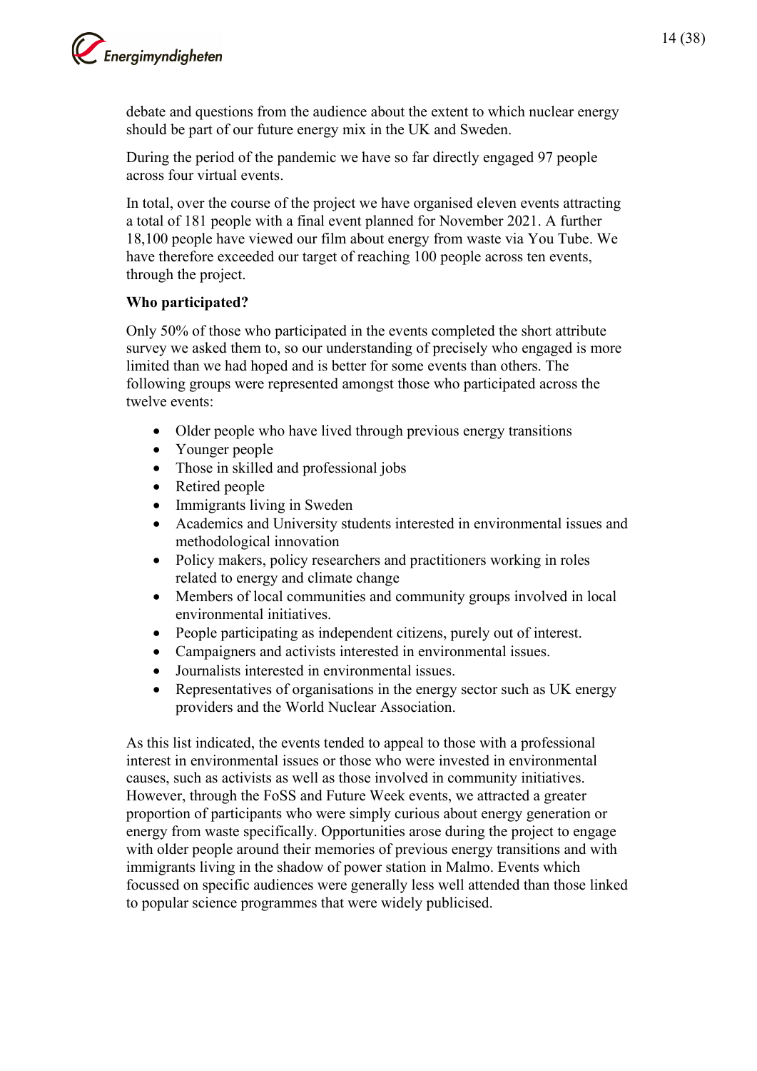debate and questions from the audience about the extent to which nuclear energy should be part of our future energy mix in the UK and Sweden.

During the period of the pandemic we have so far directly engaged 97 people across four virtual events.

In total, over the course of the project we have organised eleven events attracting a total of 181 people with a final event planned for November 2021. A further 18,100 people have viewed our film about energy from waste via You Tube. We have therefore exceeded our target of reaching 100 people across ten events, through the project.

**Who participated?**

Only 50% of those who participated in the events completed the short attribute survey we asked them to, so our understanding of precisely who engaged is more limited than we had hoped and is better for some events than others. The following groups were represented amongst those who participated across the twelve events:

- Older people who have lived through previous energy transitions
- Younger people
- Those in skilled and professional jobs
- Retired people
- Immigrants living in Sweden
- Academics and University students interested in environmental issues and methodological innovation
- Policy makers, policy researchers and practitioners working in roles related to energy and climate change
- Members of local communities and community groups involved in local environmental initiatives.
- People participating as independent citizens, purely out of interest.
- Campaigners and activists interested in environmental issues.
- Journalists interested in environmental issues.
- Representatives of organisations in the energy sector such as UK energy providers and the World Nuclear Association.

As this list indicated, the events tended to appeal to those with a professional interest in environmental issues or those who were invested in environmental causes, such as activists as well as those involved in community initiatives. However, through the FoSS and Future Week events, we attracted a greater proportion of participants who were simply curious about energy generation or energy from waste specifically. Opportunities arose during the project to engage with older people around their memories of previous energy transitions and with immigrants living in the shadow of power station in Malmo. Events which focussed on specific audiences were generally less well attended than those linked to popular science programmes that were widely publicised.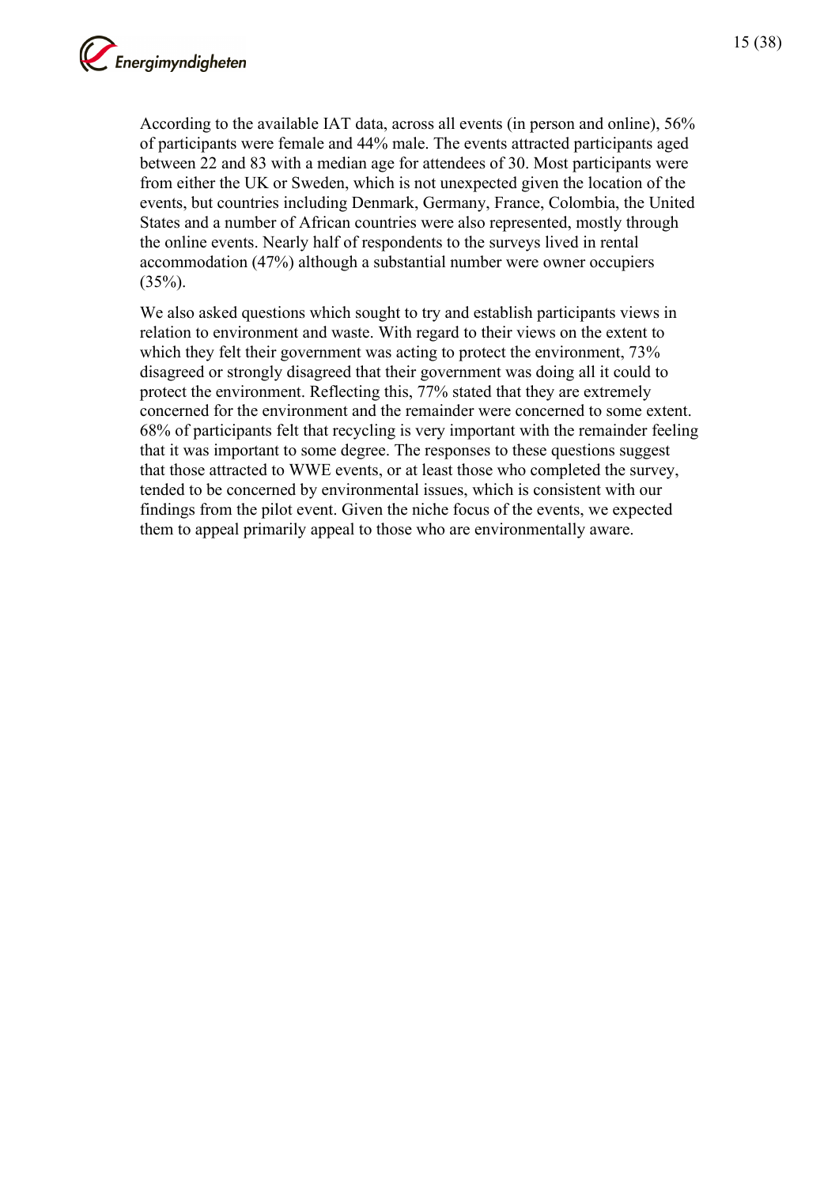According to the available IAT data, across all events (in person and online), 56% of participants were female and 44% male. The events attracted participants aged between 22 and 83 with a median age for attendees of 30. Most participants were from either the UK or Sweden, which is not unexpected given the location of the events, but countries including Denmark, Germany, France, Colombia, the United States and a number of African countries were also represented, mostly through the online events. Nearly half of respondents to the surveys lived in rental accommodation (47%) although a substantial number were owner occupiers (35%).

We also asked questions which sought to try and establish participants views in relation to environment and waste. With regard to their views on the extent to which they felt their government was acting to protect the environment, 73% disagreed or strongly disagreed that their government was doing all it could to protect the environment. Reflecting this, 77% stated that they are extremely concerned for the environment and the remainder were concerned to some extent. 68% of participants felt that recycling is very important with the remainder feeling that it was important to some degree. The responses to these questions suggest that those attracted to WWE events, or at least those who completed the survey, tended to be concerned by environmental issues, which is consistent with our findings from the pilot event. Given the niche focus of the events, we expected them to appeal primarily appeal to those who are environmentally aware.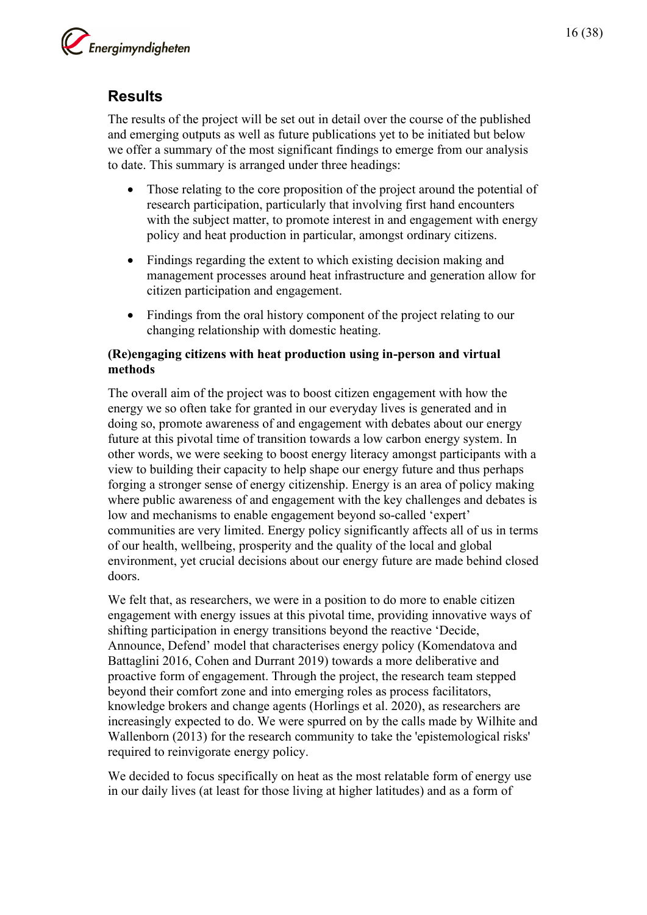## Results

The results of the project will be set out in detail over the course of the published and emerging outputs as well as future publications yet to be initiated but below we offer a summary of the most significant findings to emerge from our analysis to date. This summary is arranged under three headings:

- Those relating to the core proposition of the project around the potential of research participation, particularly that involving first hand encounters with the subject matter, to promote interest in and engagement with energy policy and heat production in particular, amongst ordinary citizens.
- Findings regarding the extent to which existing decision making and management processes around heat infrastructure and generation allow for citizen participation and engagement.
- Findings from the oral history component of the project relating to our changing relationship with domestic heating.

### (Re)engaging citizens with heat production using in-person and virtual methods

The overall aim of the project was to boost citizen engagement with how the energy we so often take for granted in our everyday lives is generated and in doing so, promote awareness of and engagement with debates about our energy future at this pivotal time of transition towards a low carbon energy system. In other words, we were seeking to boost energy literacy amongst participants with a view to building their capacity to help shape our energy future and thus perhaps forging a stronger sense of energy citizenship. Energy is an area of policy making where public awareness of and engagement with the key challenges and debates is low and mechanisms to enable engagement beyond so-called 'expert' communities are very limited. Energy policy significantly affects all of us in terms of our health, wellbeing, prosperity and the quality of the local and global environment, yet crucial decisions about our energy future are made behind closed doors.

We felt that, as researchers, we were in a position to do more to enable citizen engagement with energy issues at this pivotal time, providing innovative ways of shifting participation in energy transitions beyond the reactive 'Decide, Announce, Defend' model that characterises energy policy (Komendatova and Battaglini 2016, Cohen and Durrant 2019) towards a more deliberative and proactive form of engagement. Through the project, the research team stepped beyond their comfort zone and into emerging roles as process facilitators, knowledge brokers and change agents (Horlings et al. 2020), as researchers are increasingly expected to do. We were spurred on by the calls made by Wilhite and Wallenborn (2013) for the research community to take the 'epistemological risks' required to reinvigorate energy policy.

We decided to focus specifically on heat as the most relatable form of energy use in our daily lives (at least for those living at higher latitudes) and as a form of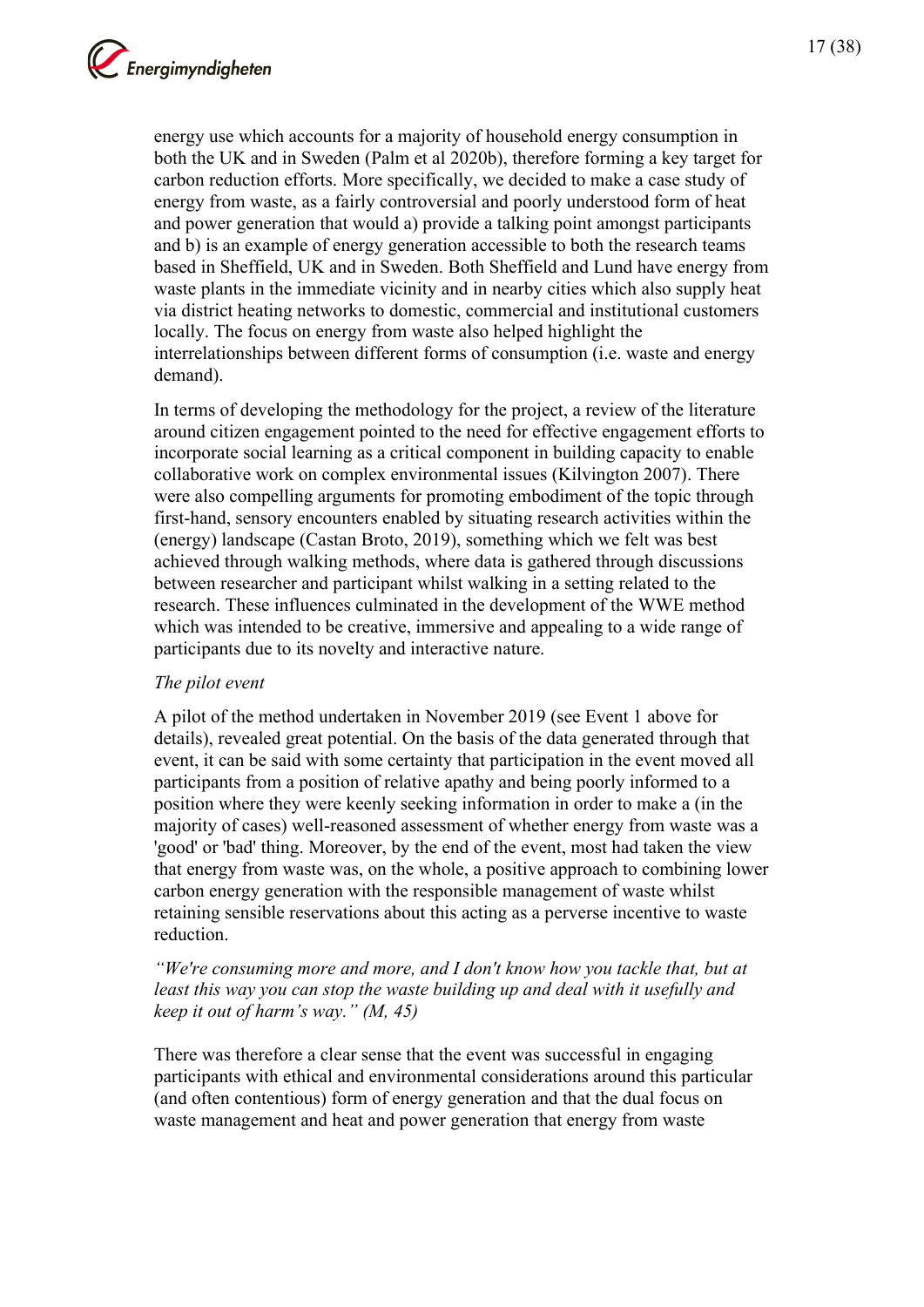energy use which accounts for a majority of household energy consumption in both the UK and in Sweden (Palm et al 2020b), therefore forming a key target for carbon reduction efforts. More specifically, we decided to make a case study of energy from waste, as a fairly controversial and poorly understood form of heat and power generation that would a) provide a talking point amongst participants and b) is an example of energy generation accessible to both the research teams based in Sheffield, UK and in Sweden. Both Sheffield and Lund have energy from waste plants in the immediate vicinity and in nearby cities which also supply heat via district heating networks to domestic, commercial and institutional customers locally. The focus on energy from waste also helped highlight the interrelationships between different forms of consumption (i.e. waste and energy demand).

In terms of developing the methodology for the project, a review of the literature around citizen engagement pointed to the need for effective engagement efforts to incorporate social learning as a critical component in building capacity to enable collaborative work on complex environmental issues (Kilvington 2007). There were also compelling arguments for promoting embodiment of the topic through first-hand, sensory encounters enabled by situating research activities within the (energy) landscape (Castan Broto, 2019), something which we felt was best achieved through walking methods, where data is gathered through discussions between researcher and participant whilst walking in a setting related to the research. These influences culminated in the development of the WWE method which was intended to be creative, immersive and appealing to a wide range of participants due to its novelty and interactive nature.

*The pilot event*

A pilot of the method undertaken in November 2019 (see Event 1 above for details), revealed great potential. On the basis of the data generated through that event, it can be said with some certainty that participation in the event moved all participants from a position of relative apathy and being poorly informed to a position where they were keenly seeking information in order to make a (in the majority of cases) well-reasoned assessment of whether energy from waste was a 'good' or 'bad' thing. Moreover, by the end of the event, most had taken the view that energy from waste was, on the whole, a positive approach to combining lower carbon energy generation with the responsible management of waste whilst retaining sensible reservations about this acting as a perverse incentive to waste reduction.

*"We're consuming more and more, and I don't know how you tackle that, but at least this way you can stop the waste building up and deal with it usefully and keep it out of harm's way." (M, 45)*

There was therefore a clear sense that the event was successful in engaging participants with ethical and environmental considerations around this particular (and often contentious) form of energy generation and that the dual focus on waste management and heat and power generation that energy from waste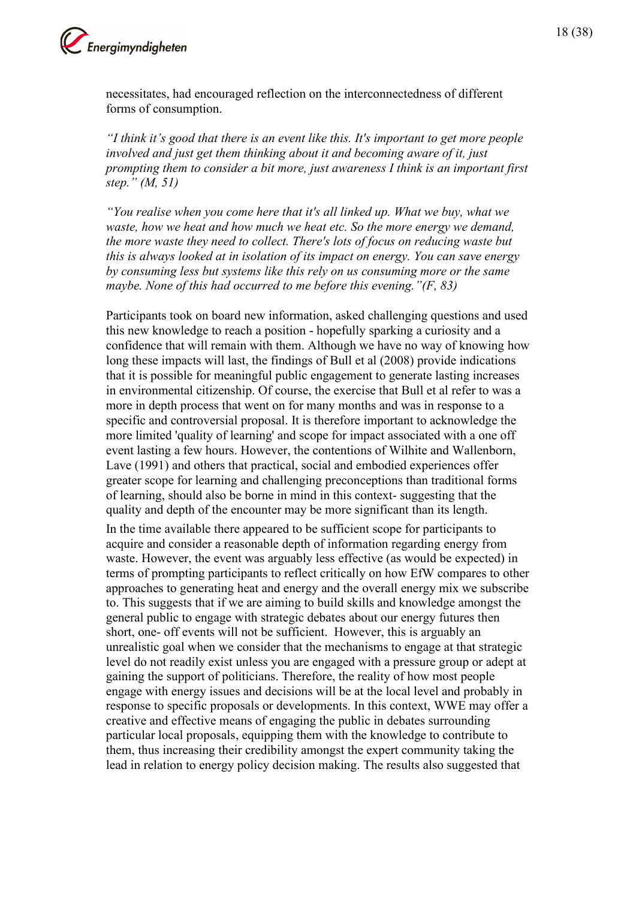necessitates, had encouraged reflection on the interconnectedness of different forms of consumption.

*"I think it's good that there is an event like this. It's important to get more people involved and just get them thinking about it and becoming aware of it, just prompting them to consider a bit more, just awareness I think is an important first step." (M, 51)*

*"You realise when you come here that it's all linked up. What we buy, what we waste, how we heat and how much we heat etc. So the more energy we demand, the more waste they need to collect. There's lots of focus on reducing waste but this is always looked at in isolation of its impact on energy. You can save energy by consuming less but systems like this rely on us consuming more or the same maybe. None of this had occurred to me before this evening."(F, 83)*

Participants took on board new information, asked challenging questions and used this new knowledge to reach a position - hopefully sparking a curiosity and a confidence that will remain with them. Although we have no way of knowing how long these impacts will last, the findings of Bull et al (2008) provide indications that it is possible for meaningful public engagement to generate lasting increases in environmental citizenship. Of course, the exercise that Bull et al refer to was a more in depth process that went on for many months and was in response to a specific and controversial proposal. It is therefore important to acknowledge the more limited 'quality of learning' and scope for impact associated with a one off event lasting a few hours. However, the contentions of Wilhite and Wallenborn, Lave (1991) and others that practical, social and embodied experiences offer greater scope for learning and challenging preconceptions than traditional forms of learning, should also be borne in mind in this context- suggesting that the quality and depth of the encounter may be more significant than its length.

In the time available there appeared to be sufficient scope for participants to acquire and consider a reasonable depth of information regarding energy from waste. However, the event was arguably less effective (as would be expected) in terms of prompting participants to reflect critically on how EfW compares to other approaches to generating heat and energy and the overall energy mix we subscribe to. This suggests that if we are aiming to build skills and knowledge amongst the general public to engage with strategic debates about our energy futures then short, one- off events will not be sufficient. However, this is arguably an unrealistic goal when we consider that the mechanisms to engage at that strategic level do not readily exist unless you are engaged with a pressure group or adept at gaining the support of politicians. Therefore, the reality of how most people engage with energy issues and decisions will be at the local level and probably in response to specific proposals or developments. In this context, WWE may offer a creative and effective means of engaging the public in debates surrounding particular local proposals, equipping them with the knowledge to contribute to them, thus increasing their credibility amongst the expert community taking the lead in relation to energy policy decision making. The results also suggested that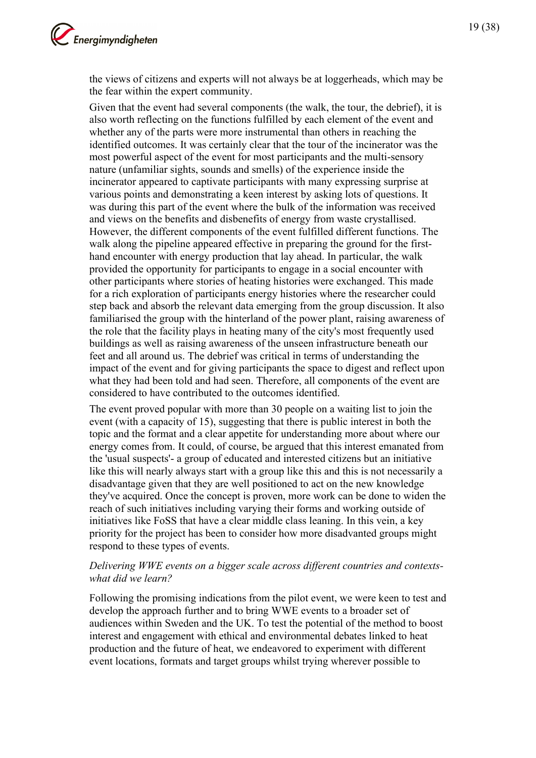the views of citizens and experts will not always be at loggerheads, which may be the fear within the expert community.

Given that the event had several components (the walk, the tour, the debrief), it is also worth reflecting on the functions fulfilled by each element of the event and whether any of the parts were more instrumental than others in reaching the identified outcomes. It was certainly clear that the tour of the incinerator was the most powerful aspect of the event for most participants and the multi-sensory nature (unfamiliar sights, sounds and smells) of the experience inside the incinerator appeared to captivate participants with many expressing surprise at various points and demonstrating a keen interest by asking lots of questions. It was during this part of the event where the bulk of the information was received and views on the benefits and disbenefits of energy from waste crystallised. However, the different components of the event fulfilled different functions. The walk along the pipeline appeared effective in preparing the ground for the first-hand encounter with energy production that lay ahead. In particular, the walk provided the opportunity for participants to engage in a social encounter with other participants where stories of heating histories were exchanged. This made for a rich exploration of participants energy histories where the researcher could step back and absorb the relevant data emerging from the group discussion. It also familiarised the group with the hinterland of the power plant, raising awareness of the role that the facility plays in heating many of the city's most frequently used buildings as well as raising awareness of the unseen infrastructure beneath our feet and all around us. The debrief was critical in terms of understanding the impact of the event and for giving participants the space to digest and reflect upon what they had been told and had seen. Therefore, all components of the event are considered to have contributed to the outcomes identified.

The event proved popular with more than 30 people on a waiting list to join the event (with a capacity of 15), suggesting that there is public interest in both the topic and the format and a clear appetite for understanding more about where our energy comes from. It could, of course, be argued that this interest emanated from the 'usual suspects'- a group of educated and interested citizens but an initiative like this will nearly always start with a group like this and this is not necessarily a disadvantage given that they are well positioned to act on the new knowledge they've acquired. Once the concept is proven, more work can be done to widen the reach of such initiatives including varying their forms and working outside of initiatives like FoSS that have a clear middle class leaning. In this vein, a key priority for the project has been to consider how more disadvanted groups might respond to these types of events.

*Delivering WWE events on a bigger scale across different countries and contexts- what did we learn?*

Following the promising indications from the pilot event, we were keen to test and develop the approach further and to bring WWE events to a broader set of audiences within Sweden and the UK. To test the potential of the method to boost interest and engagement with ethical and environmental debates linked to heat production and the future of heat, we endeavored to experiment with different event locations, formats and target groups whilst trying wherever possible to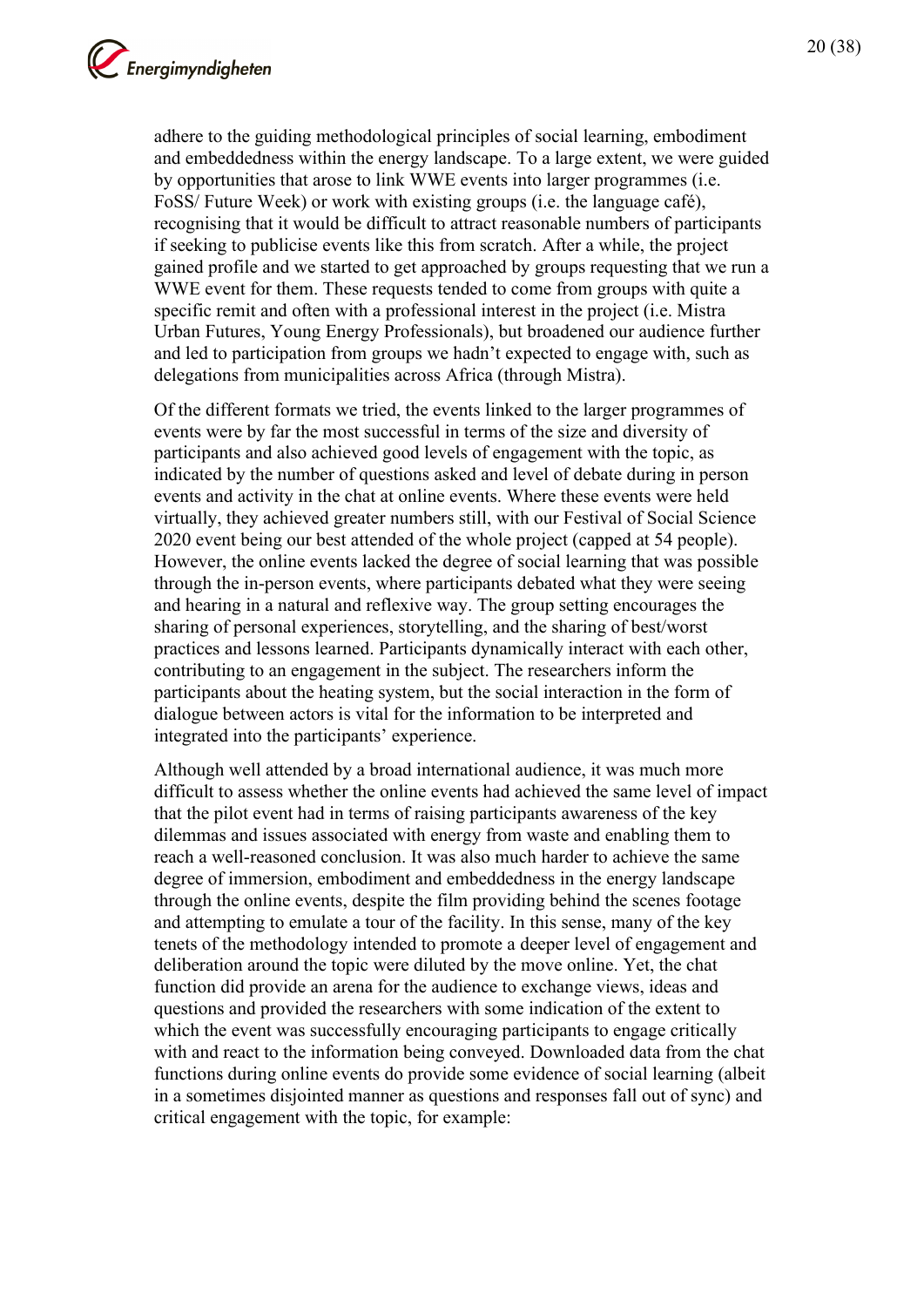adhere to the guiding methodological principles of social learning, embodiment and embeddedness within the energy landscape. To a large extent, we were guided by opportunities that arose to link WWE events into larger programmes (i.e. FoSS/ Future Week) or work with existing groups (i.e. the language café), recognising that it would be difficult to attract reasonable numbers of participants if seeking to publicise events like this from scratch. After a while, the project gained profile and we started to get approached by groups requesting that we run a WWE event for them. These requests tended to come from groups with quite a specific remit and often with a professional interest in the project (i.e. Mistra Urban Futures, Young Energy Professionals), but broadened our audience further and led to participation from groups we hadn't expected to engage with, such as delegations from municipalities across Africa (through Mistra).

Of the different formats we tried, the events linked to the larger programmes of events were by far the most successful in terms of the size and diversity of participants and also achieved good levels of engagement with the topic, as indicated by the number of questions asked and level of debate during in person events and activity in the chat at online events. Where these events were held virtually, they achieved greater numbers still, with our Festival of Social Science 2020 event being our best attended of the whole project (capped at 54 people). However, the online events lacked the degree of social learning that was possible through the in-person events, where participants debated what they were seeing and hearing in a natural and reflexive way. The group setting encourages the sharing of personal experiences, storytelling, and the sharing of best/worst practices and lessons learned. Participants dynamically interact with each other, contributing to an engagement in the subject. The researchers inform the participants about the heating system, but the social interaction in the form of dialogue between actors is vital for the information to be interpreted and integrated into the participants' experience.

Although well attended by a broad international audience, it was much more difficult to assess whether the online events had achieved the same level of impact that the pilot event had in terms of raising participants awareness of the key dilemmas and issues associated with energy from waste and enabling them to reach a well-reasoned conclusion. It was also much harder to achieve the same degree of immersion, embodiment and embeddedness in the energy landscape through the online events, despite the film providing behind the scenes footage and attempting to emulate a tour of the facility. In this sense, many of the key tenets of the methodology intended to promote a deeper level of engagement and deliberation around the topic were diluted by the move online. Yet, the chat function did provide an arena for the audience to exchange views, ideas and questions and provided the researchers with some indication of the extent to which the event was successfully encouraging participants to engage critically with and react to the information being conveyed. Downloaded data from the chat functions during online events do provide some evidence of social learning (albeit in a sometimes disjointed manner as questions and responses fall out of sync) and critical engagement with the topic, for example: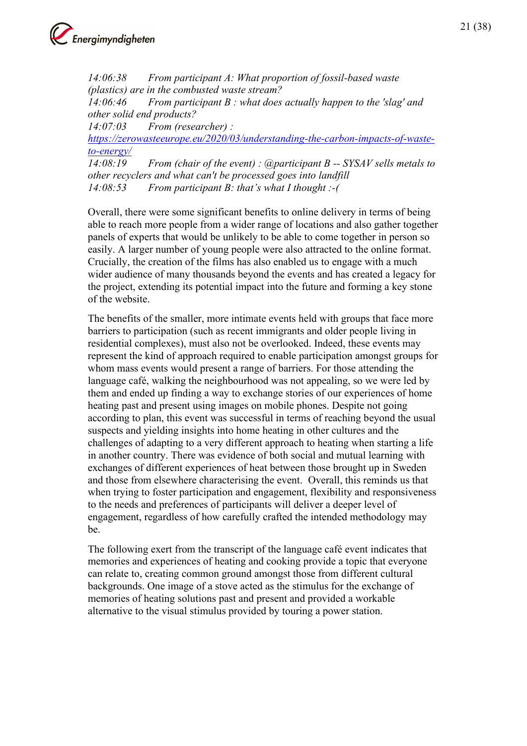*14:06:38 From participant A: What proportion of fossil-based waste (plastics) are in the combusted waste stream?*
*14:06:46 From participant B : what does actually happen to the 'slag' and other solid end products?*
*14:07:03 From (researcher) :* *https://zerowasteeurope.eu/2020/03/understanding-the-carbon-impacts-of-waste-to-energy/*
*14:08:19 From (chair of the event) : @participant B -- SYSAV sells metals to other recyclers and what can't be processed goes into landfill*
*14:08:53 From participant B: that's what I thought :-(*

Overall, there were some significant benefits to online delivery in terms of being able to reach more people from a wider range of locations and also gather together panels of experts that would be unlikely to be able to come together in person so easily. A larger number of young people were also attracted to the online format. Crucially, the creation of the films has also enabled us to engage with a much wider audience of many thousands beyond the events and has created a legacy for the project, extending its potential impact into the future and forming a key stone of the website.

The benefits of the smaller, more intimate events held with groups that face more barriers to participation (such as recent immigrants and older people living in residential complexes), must also not be overlooked. Indeed, these events may represent the kind of approach required to enable participation amongst groups for whom mass events would present a range of barriers. For those attending the language café, walking the neighbourhood was not appealing, so we were led by them and ended up finding a way to exchange stories of our experiences of home heating past and present using images on mobile phones. Despite not going according to plan, this event was successful in terms of reaching beyond the usual suspects and yielding insights into home heating in other cultures and the challenges of adapting to a very different approach to heating when starting a life in another country. There was evidence of both social and mutual learning with exchanges of different experiences of heat between those brought up in Sweden and those from elsewhere characterising the event. Overall, this reminds us that when trying to foster participation and engagement, flexibility and responsiveness to the needs and preferences of participants will deliver a deeper level of engagement, regardless of how carefully crafted the intended methodology may be.

The following exert from the transcript of the language café event indicates that memories and experiences of heating and cooking provide a topic that everyone can relate to, creating common ground amongst those from different cultural backgrounds. One image of a stove acted as the stimulus for the exchange of memories of heating solutions past and present and provided a workable alternative to the visual stimulus provided by touring a power station.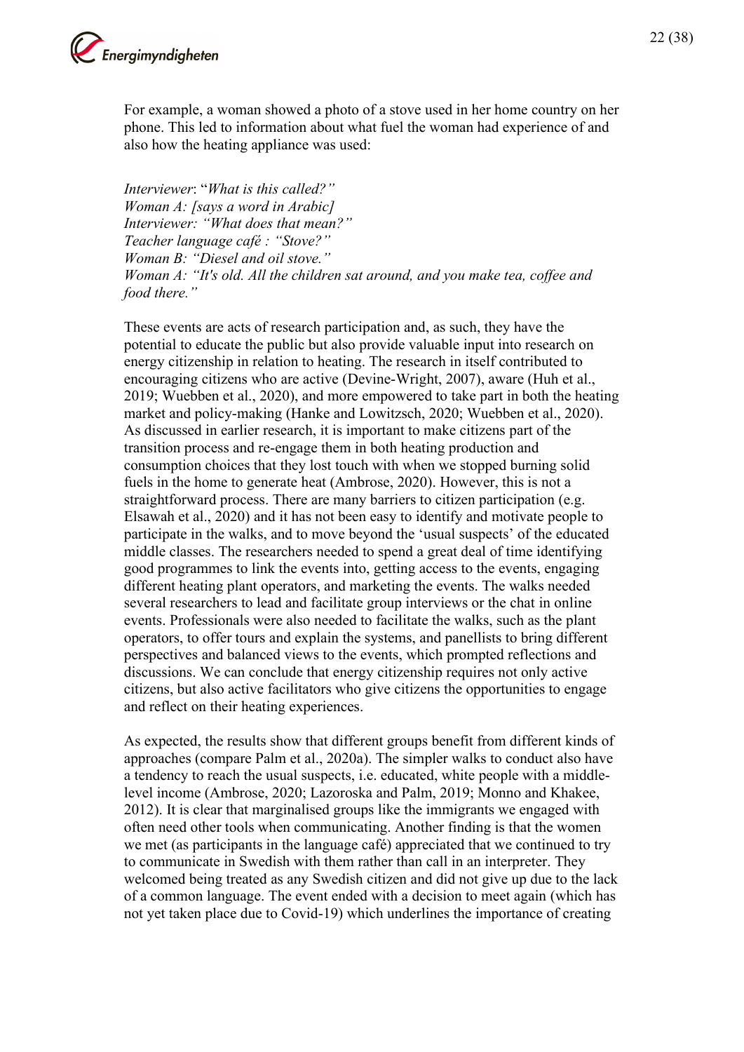For example, a woman showed a photo of a stove used in her home country on her phone. This led to information about what fuel the woman had experience of and also how the heating appliance was used:

*Interviewer*: "*What is this called?"*
*Woman A: [says a word in Arabic]*
*Interviewer: "What does that mean?"*
*Teacher language café : "Stove?"*
*Woman B: "Diesel and oil stove."*
*Woman A: "It's old. All the children sat around, and you make tea, coffee and food there."*

These events are acts of research participation and, as such, they have the potential to educate the public but also provide valuable input into research on energy citizenship in relation to heating. The research in itself contributed to encouraging citizens who are active (Devine-Wright, 2007), aware (Huh et al., 2019; Wuebben et al., 2020), and more empowered to take part in both the heating market and policy-making (Hanke and Lowitzsch, 2020; Wuebben et al., 2020). As discussed in earlier research, it is important to make citizens part of the transition process and re-engage them in both heating production and consumption choices that they lost touch with when we stopped burning solid fuels in the home to generate heat (Ambrose, 2020). However, this is not a straightforward process. There are many barriers to citizen participation (e.g. Elsawah et al., 2020) and it has not been easy to identify and motivate people to participate in the walks, and to move beyond the 'usual suspects' of the educated middle classes. The researchers needed to spend a great deal of time identifying good programmes to link the events into, getting access to the events, engaging different heating plant operators, and marketing the events. The walks needed several researchers to lead and facilitate group interviews or the chat in online events. Professionals were also needed to facilitate the walks, such as the plant operators, to offer tours and explain the systems, and panellists to bring different perspectives and balanced views to the events, which prompted reflections and discussions. We can conclude that energy citizenship requires not only active citizens, but also active facilitators who give citizens the opportunities to engage and reflect on their heating experiences.

As expected, the results show that different groups benefit from different kinds of approaches (compare Palm et al., 2020a). The simpler walks to conduct also have a tendency to reach the usual suspects, i.e. educated, white people with a middle-level income (Ambrose, 2020; Lazoroska and Palm, 2019; Monno and Khakee, 2012). It is clear that marginalised groups like the immigrants we engaged with often need other tools when communicating. Another finding is that the women we met (as participants in the language café) appreciated that we continued to try to communicate in Swedish with them rather than call in an interpreter. They welcomed being treated as any Swedish citizen and did not give up due to the lack of a common language. The event ended with a decision to meet again (which has not yet taken place due to Covid-19) which underlines the importance of creating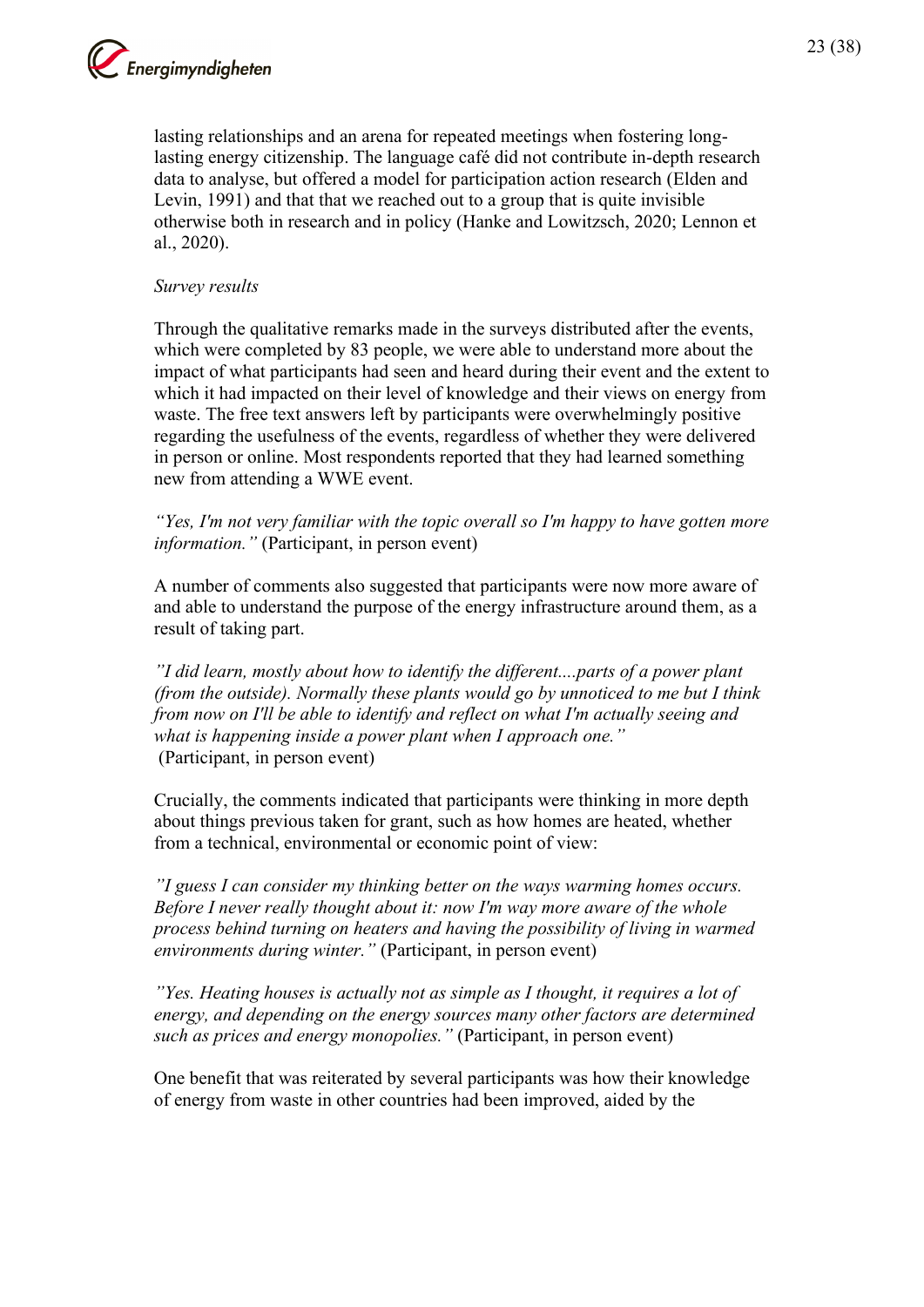lasting relationships and an arena for repeated meetings when fostering long-lasting energy citizenship. The language café did not contribute in-depth research data to analyse, but offered a model for participation action research (Elden and Levin, 1991) and that that we reached out to a group that is quite invisible otherwise both in research and in policy (Hanke and Lowitzsch, 2020; Lennon et al., 2020).

*Survey results*

Through the qualitative remarks made in the surveys distributed after the events, which were completed by 83 people, we were able to understand more about the impact of what participants had seen and heard during their event and the extent to which it had impacted on their level of knowledge and their views on energy from waste. The free text answers left by participants were overwhelmingly positive regarding the usefulness of the events, regardless of whether they were delivered in person or online. Most respondents reported that they had learned something new from attending a WWE event.

*"Yes, I'm not very familiar with the topic overall so I'm happy to have gotten more information."* (Participant, in person event)

A number of comments also suggested that participants were now more aware of and able to understand the purpose of the energy infrastructure around them, as a result of taking part.

*"I did learn, mostly about how to identify the different....parts of a power plant (from the outside). Normally these plants would go by unnoticed to me but I think from now on I'll be able to identify and reflect on what I'm actually seeing and what is happening inside a power plant when I approach one."* (Participant, in person event)

Crucially, the comments indicated that participants were thinking in more depth about things previous taken for grant, such as how homes are heated, whether from a technical, environmental or economic point of view:

*"I guess I can consider my thinking better on the ways warming homes occurs. Before I never really thought about it: now I'm way more aware of the whole process behind turning on heaters and having the possibility of living in warmed environments during winter."* (Participant, in person event)

*"Yes. Heating houses is actually not as simple as I thought, it requires a lot of energy, and depending on the energy sources many other factors are determined such as prices and energy monopolies."* (Participant, in person event)

One benefit that was reiterated by several participants was how their knowledge of energy from waste in other countries had been improved, aided by the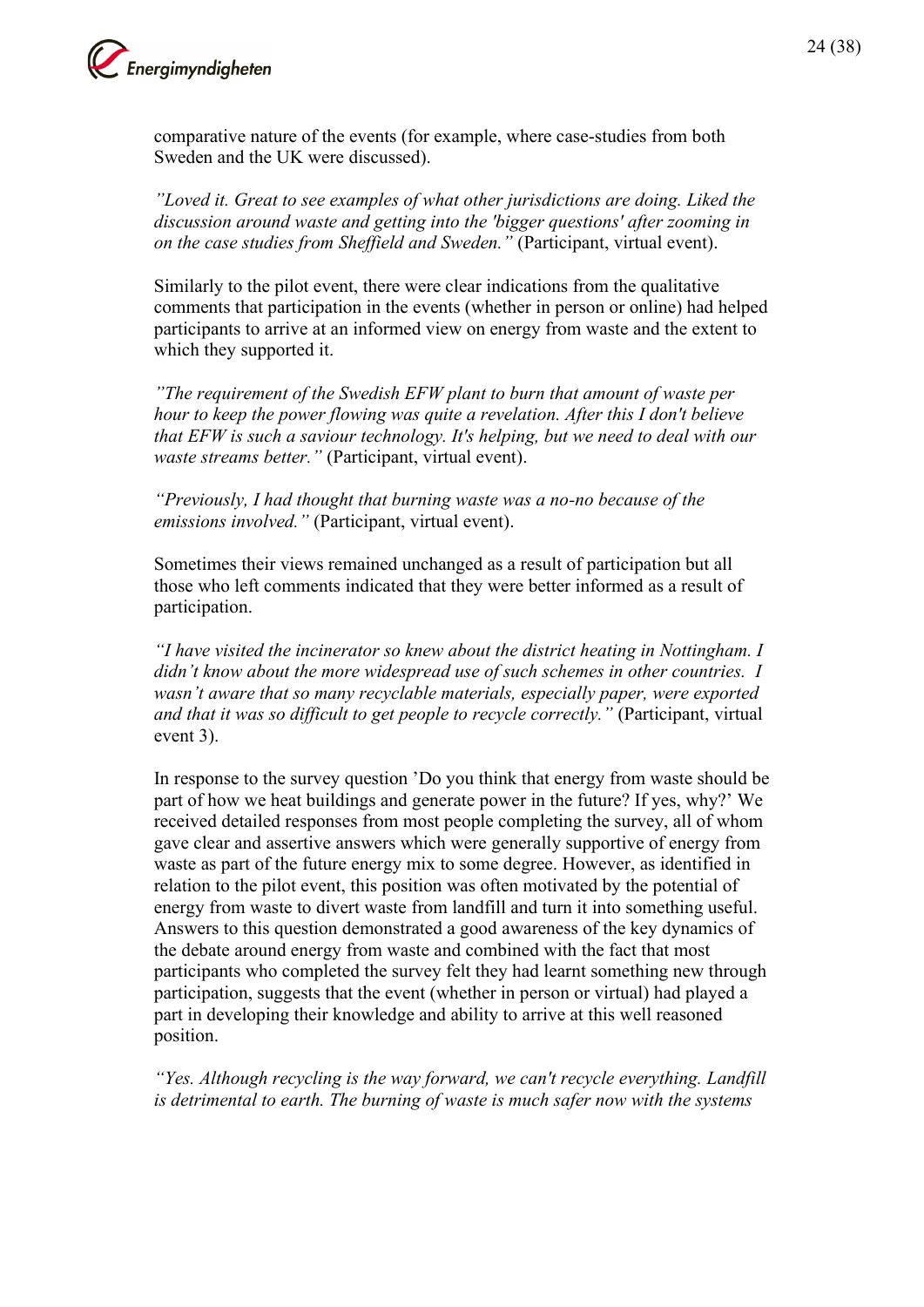comparative nature of the events (for example, where case-studies from both Sweden and the UK were discussed).

*”Loved it. Great to see examples of what other jurisdictions are doing. Liked the discussion around waste and getting into the 'bigger questions' after zooming in on the case studies from Sheffield and Sweden.”* (Participant, virtual event).

Similarly to the pilot event, there were clear indications from the qualitative comments that participation in the events (whether in person or online) had helped participants to arrive at an informed view on energy from waste and the extent to which they supported it.

*”The requirement of the Swedish EFW plant to burn that amount of waste per hour to keep the power flowing was quite a revelation. After this I don't believe that EFW is such a saviour technology. It's helping, but we need to deal with our waste streams better.”* (Participant, virtual event).

*“Previously, I had thought that burning waste was a no-no because of the emissions involved.”* (Participant, virtual event).

Sometimes their views remained unchanged as a result of participation but all those who left comments indicated that they were better informed as a result of participation.

*“I have visited the incinerator so knew about the district heating in Nottingham. I didn’t know about the more widespread use of such schemes in other countries. I wasn’t aware that so many recyclable materials, especially paper, were exported and that it was so difficult to get people to recycle correctly.”* (Participant, virtual event 3).

In response to the survey question ’Do you think that energy from waste should be part of how we heat buildings and generate power in the future? If yes, why?’ We received detailed responses from most people completing the survey, all of whom gave clear and assertive answers which were generally supportive of energy from waste as part of the future energy mix to some degree. However, as identified in relation to the pilot event, this position was often motivated by the potential of energy from waste to divert waste from landfill and turn it into something useful. Answers to this question demonstrated a good awareness of the key dynamics of the debate around energy from waste and combined with the fact that most participants who completed the survey felt they had learnt something new through participation, suggests that the event (whether in person or virtual) had played a part in developing their knowledge and ability to arrive at this well reasoned position.

*“Yes. Although recycling is the way forward, we can't recycle everything. Landfill is detrimental to earth. The burning of waste is much safer now with the systems*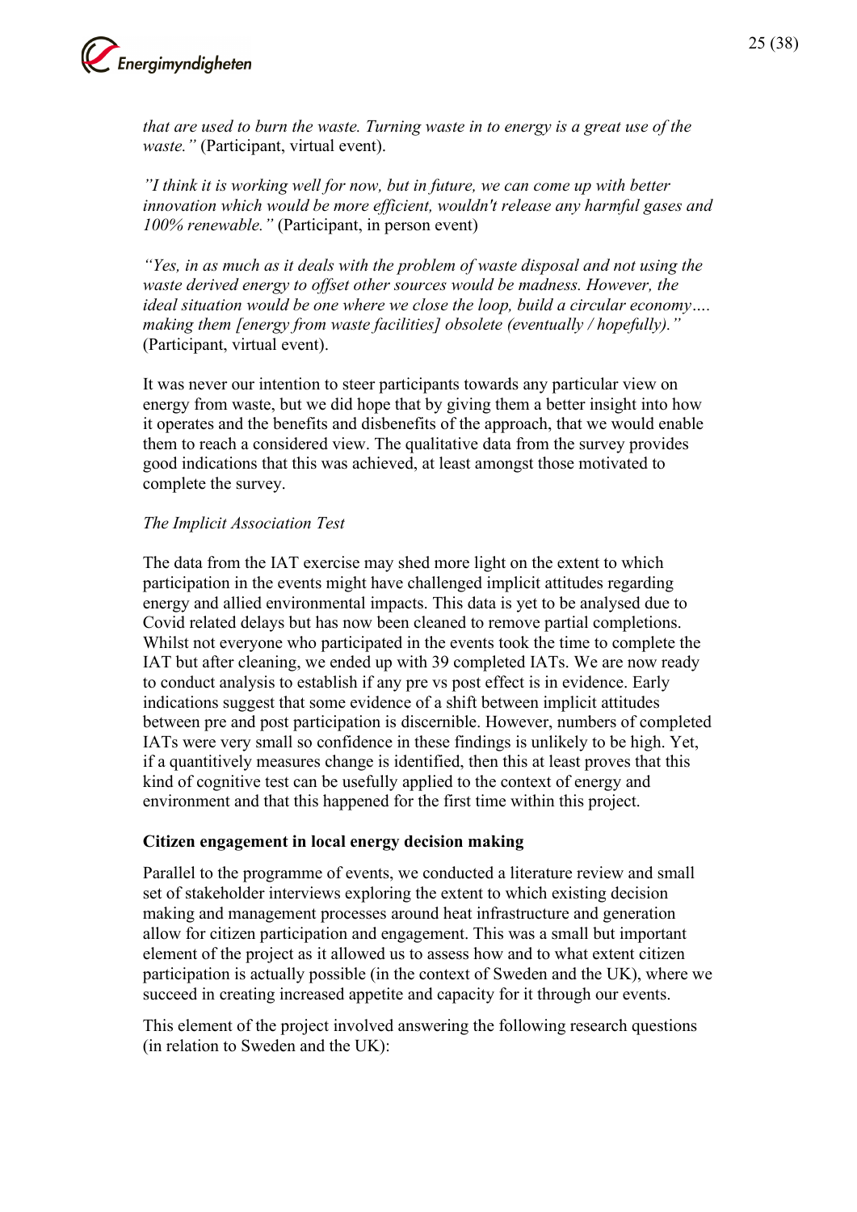*that are used to burn the waste. Turning waste in to energy is a great use of the waste."* (Participant, virtual event).

*"I think it is working well for now, but in future, we can come up with better innovation which would be more efficient, wouldn't release any harmful gases and 100% renewable."* (Participant, in person event)

*"Yes, in as much as it deals with the problem of waste disposal and not using the waste derived energy to offset other sources would be madness. However, the ideal situation would be one where we close the loop, build a circular economy…. making them [energy from waste facilities] obsolete (eventually / hopefully)."* (Participant, virtual event).

It was never our intention to steer participants towards any particular view on energy from waste, but we did hope that by giving them a better insight into how it operates and the benefits and disbenefits of the approach, that we would enable them to reach a considered view. The qualitative data from the survey provides good indications that this was achieved, at least amongst those motivated to complete the survey.

*The Implicit Association Test*

The data from the IAT exercise may shed more light on the extent to which participation in the events might have challenged implicit attitudes regarding energy and allied environmental impacts. This data is yet to be analysed due to Covid related delays but has now been cleaned to remove partial completions. Whilst not everyone who participated in the events took the time to complete the IAT but after cleaning, we ended up with 39 completed IATs. We are now ready to conduct analysis to establish if any pre vs post effect is in evidence. Early indications suggest that some evidence of a shift between implicit attitudes between pre and post participation is discernible. However, numbers of completed IATs were very small so confidence in these findings is unlikely to be high. Yet, if a quantitively measures change is identified, then this at least proves that this kind of cognitive test can be usefully applied to the context of energy and environment and that this happened for the first time within this project.

**Citizen engagement in local energy decision making**

Parallel to the programme of events, we conducted a literature review and small set of stakeholder interviews exploring the extent to which existing decision making and management processes around heat infrastructure and generation allow for citizen participation and engagement. This was a small but important element of the project as it allowed us to assess how and to what extent citizen participation is actually possible (in the context of Sweden and the UK), where we succeed in creating increased appetite and capacity for it through our events.

This element of the project involved answering the following research questions (in relation to Sweden and the UK):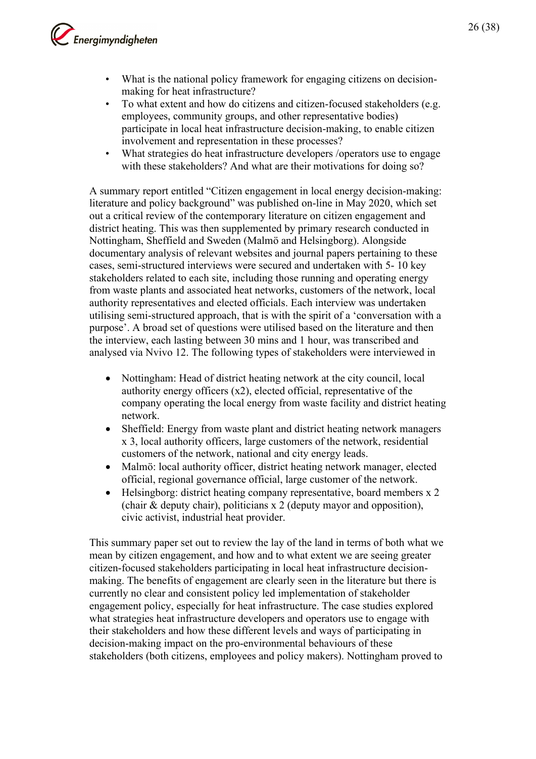- What is the national policy framework for engaging citizens on decision-making for heat infrastructure?
- To what extent and how do citizens and citizen-focused stakeholders (e.g. employees, community groups, and other representative bodies) participate in local heat infrastructure decision-making, to enable citizen involvement and representation in these processes?
- What strategies do heat infrastructure developers /operators use to engage with these stakeholders? And what are their motivations for doing so?

A summary report entitled "Citizen engagement in local energy decision-making: literature and policy background" was published on-line in May 2020, which set out a critical review of the contemporary literature on citizen engagement and district heating. This was then supplemented by primary research conducted in Nottingham, Sheffield and Sweden (Malmö and Helsingborg). Alongside documentary analysis of relevant websites and journal papers pertaining to these cases, semi-structured interviews were secured and undertaken with 5- 10 key stakeholders related to each site, including those running and operating energy from waste plants and associated heat networks, customers of the network, local authority representatives and elected officials. Each interview was undertaken utilising semi-structured approach, that is with the spirit of a 'conversation with a purpose'. A broad set of questions were utilised based on the literature and then the interview, each lasting between 30 mins and 1 hour, was transcribed and analysed via Nvivo 12. The following types of stakeholders were interviewed in

- Nottingham: Head of district heating network at the city council, local authority energy officers (x2), elected official, representative of the company operating the local energy from waste facility and district heating network.
- Sheffield: Energy from waste plant and district heating network managers x 3, local authority officers, large customers of the network, residential customers of the network, national and city energy leads.
- Malmö: local authority officer, district heating network manager, elected official, regional governance official, large customer of the network.
- Helsingborg: district heating company representative, board members x 2 (chair & deputy chair), politicians x 2 (deputy mayor and opposition), civic activist, industrial heat provider.

This summary paper set out to review the lay of the land in terms of both what we mean by citizen engagement, and how and to what extent we are seeing greater citizen-focused stakeholders participating in local heat infrastructure decision-making. The benefits of engagement are clearly seen in the literature but there is currently no clear and consistent policy led implementation of stakeholder engagement policy, especially for heat infrastructure. The case studies explored what strategies heat infrastructure developers and operators use to engage with their stakeholders and how these different levels and ways of participating in decision-making impact on the pro-environmental behaviours of these stakeholders (both citizens, employees and policy makers). Nottingham proved to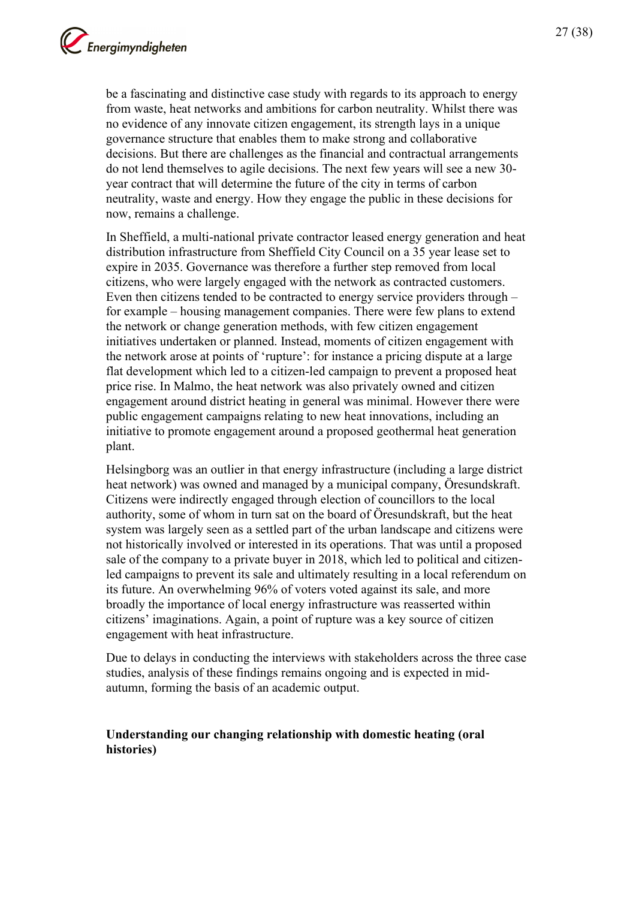be a fascinating and distinctive case study with regards to its approach to energy from waste, heat networks and ambitions for carbon neutrality. Whilst there was no evidence of any innovate citizen engagement, its strength lays in a unique governance structure that enables them to make strong and collaborative decisions. But there are challenges as the financial and contractual arrangements do not lend themselves to agile decisions. The next few years will see a new 30-year contract that will determine the future of the city in terms of carbon neutrality, waste and energy. How they engage the public in these decisions for now, remains a challenge.

In Sheffield, a multi-national private contractor leased energy generation and heat distribution infrastructure from Sheffield City Council on a 35 year lease set to expire in 2035. Governance was therefore a further step removed from local citizens, who were largely engaged with the network as contracted customers. Even then citizens tended to be contracted to energy service providers through – for example – housing management companies. There were few plans to extend the network or change generation methods, with few citizen engagement initiatives undertaken or planned. Instead, moments of citizen engagement with the network arose at points of 'rupture': for instance a pricing dispute at a large flat development which led to a citizen-led campaign to prevent a proposed heat price rise. In Malmo, the heat network was also privately owned and citizen engagement around district heating in general was minimal. However there were public engagement campaigns relating to new heat innovations, including an initiative to promote engagement around a proposed geothermal heat generation plant.

Helsingborg was an outlier in that energy infrastructure (including a large district heat network) was owned and managed by a municipal company, Öresundskraft. Citizens were indirectly engaged through election of councillors to the local authority, some of whom in turn sat on the board of Öresundskraft, but the heat system was largely seen as a settled part of the urban landscape and citizens were not historically involved or interested in its operations. That was until a proposed sale of the company to a private buyer in 2018, which led to political and citizen-led campaigns to prevent its sale and ultimately resulting in a local referendum on its future. An overwhelming 96% of voters voted against its sale, and more broadly the importance of local energy infrastructure was reasserted within citizens' imaginations. Again, a point of rupture was a key source of citizen engagement with heat infrastructure.

Due to delays in conducting the interviews with stakeholders across the three case studies, analysis of these findings remains ongoing and is expected in mid-autumn, forming the basis of an academic output.

### Understanding our changing relationship with domestic heating (oral histories)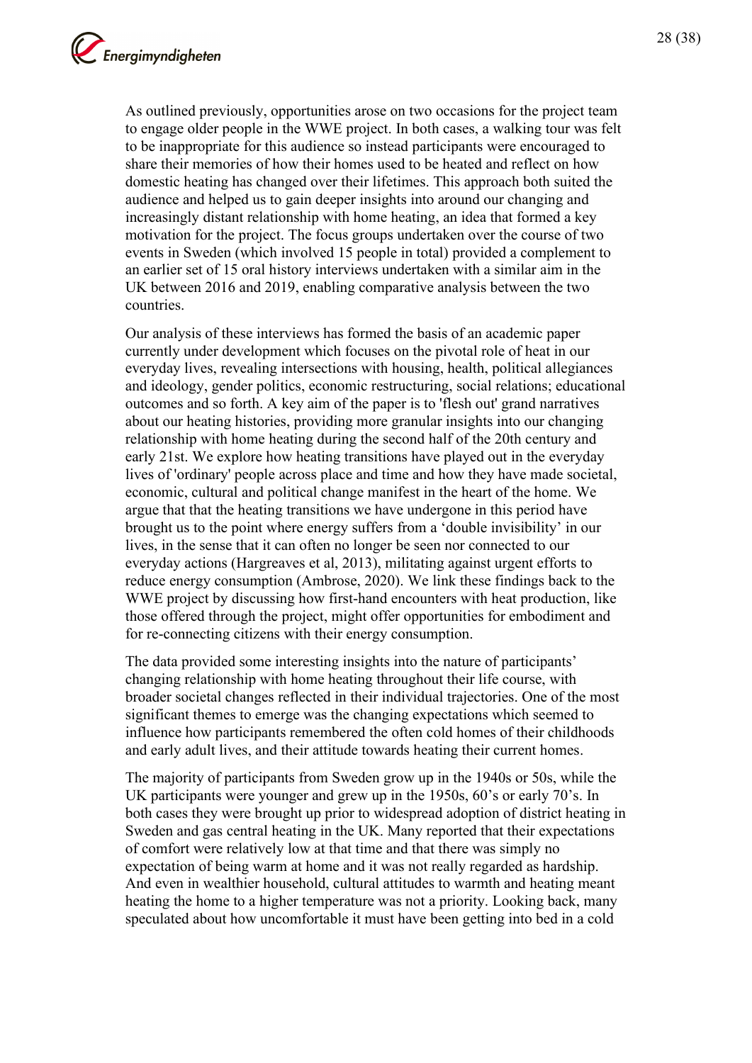As outlined previously, opportunities arose on two occasions for the project team to engage older people in the WWE project. In both cases, a walking tour was felt to be inappropriate for this audience so instead participants were encouraged to share their memories of how their homes used to be heated and reflect on how domestic heating has changed over their lifetimes. This approach both suited the audience and helped us to gain deeper insights into around our changing and increasingly distant relationship with home heating, an idea that formed a key motivation for the project. The focus groups undertaken over the course of two events in Sweden (which involved 15 people in total) provided a complement to an earlier set of 15 oral history interviews undertaken with a similar aim in the UK between 2016 and 2019, enabling comparative analysis between the two countries.

Our analysis of these interviews has formed the basis of an academic paper currently under development which focuses on the pivotal role of heat in our everyday lives, revealing intersections with housing, health, political allegiances and ideology, gender politics, economic restructuring, social relations; educational outcomes and so forth. A key aim of the paper is to 'flesh out' grand narratives about our heating histories, providing more granular insights into our changing relationship with home heating during the second half of the 20th century and early 21st. We explore how heating transitions have played out in the everyday lives of 'ordinary' people across place and time and how they have made societal, economic, cultural and political change manifest in the heart of the home. We argue that that the heating transitions we have undergone in this period have brought us to the point where energy suffers from a ‘double invisibility’ in our lives, in the sense that it can often no longer be seen nor connected to our everyday actions (Hargreaves et al, 2013), militating against urgent efforts to reduce energy consumption (Ambrose, 2020). We link these findings back to the WWE project by discussing how first-hand encounters with heat production, like those offered through the project, might offer opportunities for embodiment and for re-connecting citizens with their energy consumption.

The data provided some interesting insights into the nature of participants’ changing relationship with home heating throughout their life course, with broader societal changes reflected in their individual trajectories. One of the most significant themes to emerge was the changing expectations which seemed to influence how participants remembered the often cold homes of their childhoods and early adult lives, and their attitude towards heating their current homes.

The majority of participants from Sweden grow up in the 1940s or 50s, while the UK participants were younger and grew up in the 1950s, 60’s or early 70’s. In both cases they were brought up prior to widespread adoption of district heating in Sweden and gas central heating in the UK. Many reported that their expectations of comfort were relatively low at that time and that there was simply no expectation of being warm at home and it was not really regarded as hardship. And even in wealthier household, cultural attitudes to warmth and heating meant heating the home to a higher temperature was not a priority. Looking back, many speculated about how uncomfortable it must have been getting into bed in a cold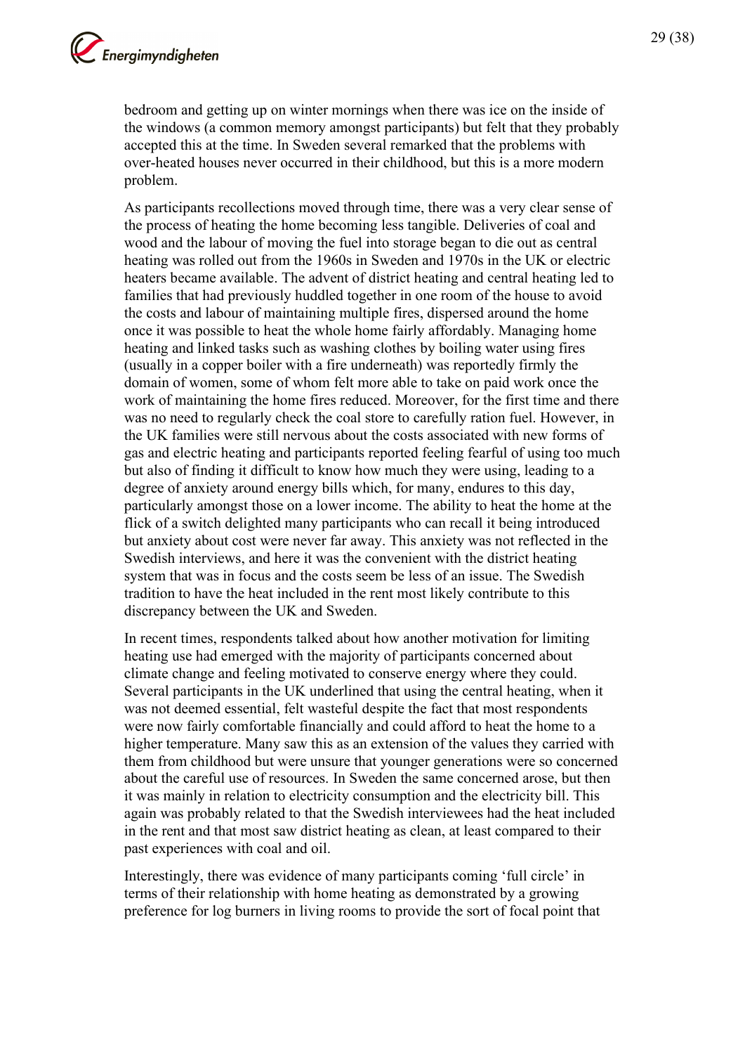bedroom and getting up on winter mornings when there was ice on the inside of the windows (a common memory amongst participants) but felt that they probably accepted this at the time. In Sweden several remarked that the problems with over-heated houses never occurred in their childhood, but this is a more modern problem.

As participants recollections moved through time, there was a very clear sense of the process of heating the home becoming less tangible. Deliveries of coal and wood and the labour of moving the fuel into storage began to die out as central heating was rolled out from the 1960s in Sweden and 1970s in the UK or electric heaters became available. The advent of district heating and central heating led to families that had previously huddled together in one room of the house to avoid the costs and labour of maintaining multiple fires, dispersed around the home once it was possible to heat the whole home fairly affordably. Managing home heating and linked tasks such as washing clothes by boiling water using fires (usually in a copper boiler with a fire underneath) was reportedly firmly the domain of women, some of whom felt more able to take on paid work once the work of maintaining the home fires reduced. Moreover, for the first time and there was no need to regularly check the coal store to carefully ration fuel. However, in the UK families were still nervous about the costs associated with new forms of gas and electric heating and participants reported feeling fearful of using too much but also of finding it difficult to know how much they were using, leading to a degree of anxiety around energy bills which, for many, endures to this day, particularly amongst those on a lower income. The ability to heat the home at the flick of a switch delighted many participants who can recall it being introduced but anxiety about cost were never far away. This anxiety was not reflected in the Swedish interviews, and here it was the convenient with the district heating system that was in focus and the costs seem be less of an issue. The Swedish tradition to have the heat included in the rent most likely contribute to this discrepancy between the UK and Sweden.

In recent times, respondents talked about how another motivation for limiting heating use had emerged with the majority of participants concerned about climate change and feeling motivated to conserve energy where they could. Several participants in the UK underlined that using the central heating, when it was not deemed essential, felt wasteful despite the fact that most respondents were now fairly comfortable financially and could afford to heat the home to a higher temperature. Many saw this as an extension of the values they carried with them from childhood but were unsure that younger generations were so concerned about the careful use of resources. In Sweden the same concerned arose, but then it was mainly in relation to electricity consumption and the electricity bill. This again was probably related to that the Swedish interviewees had the heat included in the rent and that most saw district heating as clean, at least compared to their past experiences with coal and oil.

Interestingly, there was evidence of many participants coming 'full circle' in terms of their relationship with home heating as demonstrated by a growing preference for log burners in living rooms to provide the sort of focal point that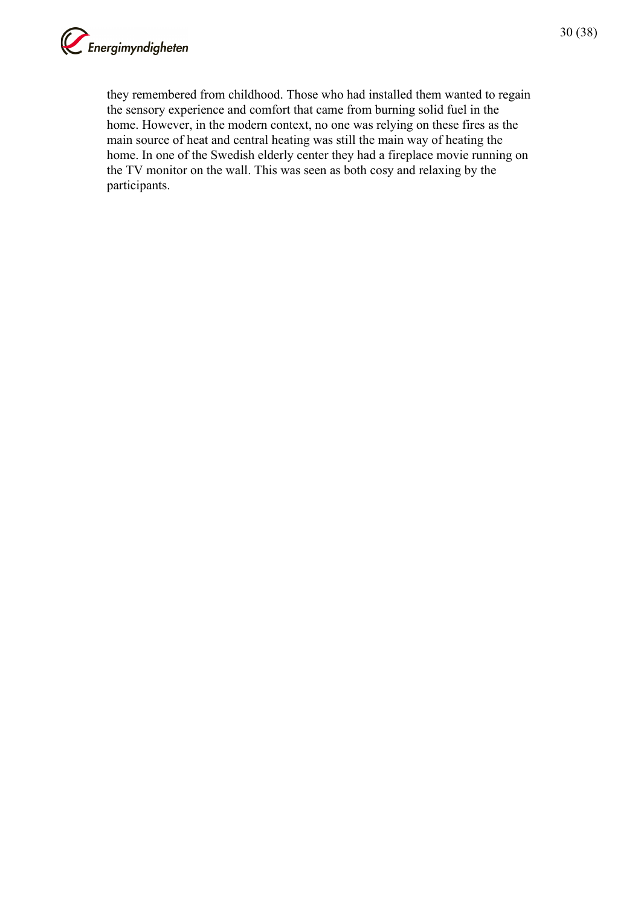they remembered from childhood. Those who had installed them wanted to regain the sensory experience and comfort that came from burning solid fuel in the home. However, in the modern context, no one was relying on these fires as the main source of heat and central heating was still the main way of heating the home. In one of the Swedish elderly center they had a fireplace movie running on the TV monitor on the wall. This was seen as both cosy and relaxing by the participants.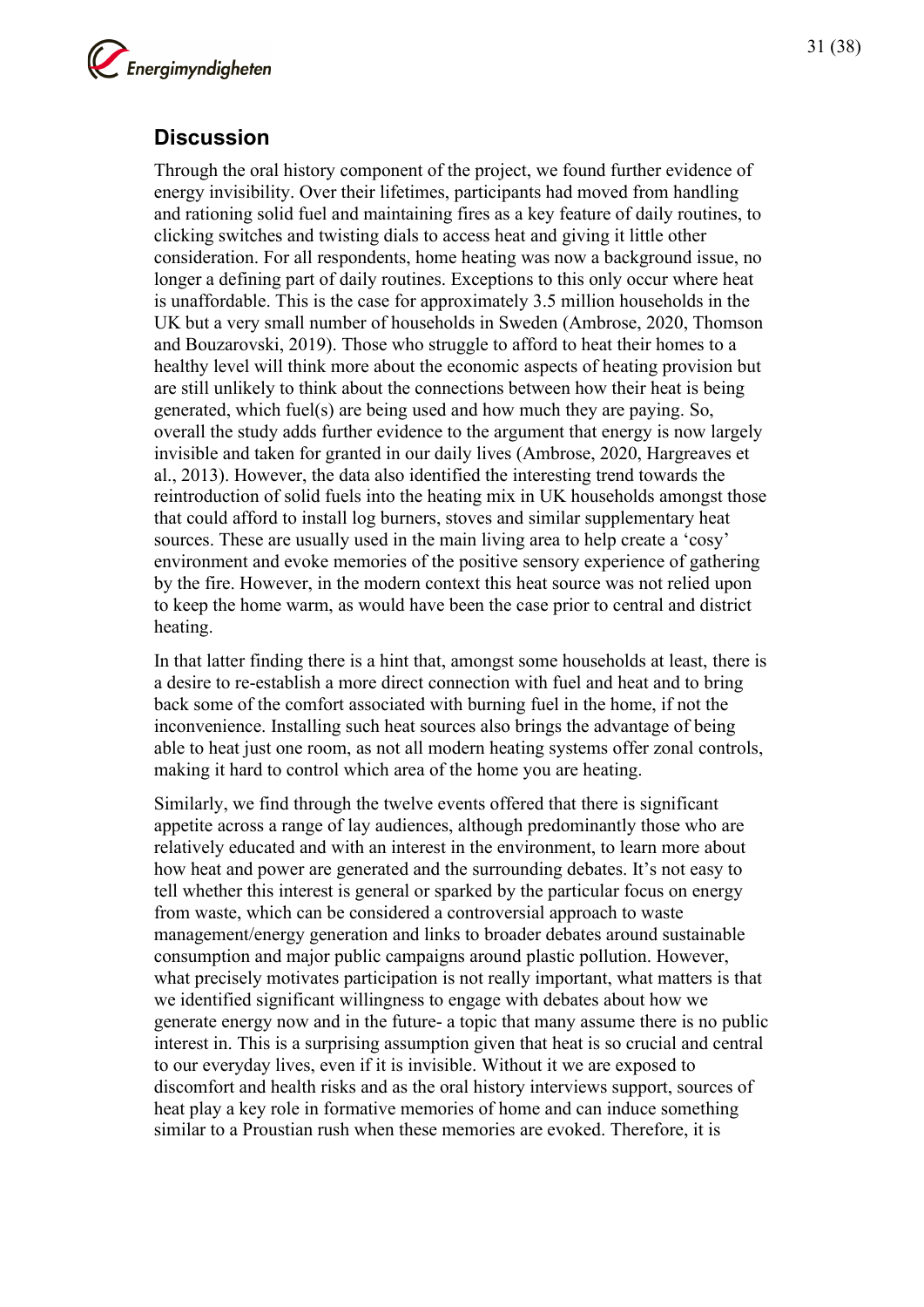## Discussion

Through the oral history component of the project, we found further evidence of energy invisibility. Over their lifetimes, participants had moved from handling and rationing solid fuel and maintaining fires as a key feature of daily routines, to clicking switches and twisting dials to access heat and giving it little other consideration. For all respondents, home heating was now a background issue, no longer a defining part of daily routines. Exceptions to this only occur where heat is unaffordable. This is the case for approximately 3.5 million households in the UK but a very small number of households in Sweden (Ambrose, 2020, Thomson and Bouzarovski, 2019). Those who struggle to afford to heat their homes to a healthy level will think more about the economic aspects of heating provision but are still unlikely to think about the connections between how their heat is being generated, which fuel(s) are being used and how much they are paying. So, overall the study adds further evidence to the argument that energy is now largely invisible and taken for granted in our daily lives (Ambrose, 2020, Hargreaves et al., 2013). However, the data also identified the interesting trend towards the reintroduction of solid fuels into the heating mix in UK households amongst those that could afford to install log burners, stoves and similar supplementary heat sources. These are usually used in the main living area to help create a 'cosy' environment and evoke memories of the positive sensory experience of gathering by the fire. However, in the modern context this heat source was not relied upon to keep the home warm, as would have been the case prior to central and district heating.

In that latter finding there is a hint that, amongst some households at least, there is a desire to re-establish a more direct connection with fuel and heat and to bring back some of the comfort associated with burning fuel in the home, if not the inconvenience. Installing such heat sources also brings the advantage of being able to heat just one room, as not all modern heating systems offer zonal controls, making it hard to control which area of the home you are heating.

Similarly, we find through the twelve events offered that there is significant appetite across a range of lay audiences, although predominantly those who are relatively educated and with an interest in the environment, to learn more about how heat and power are generated and the surrounding debates. It's not easy to tell whether this interest is general or sparked by the particular focus on energy from waste, which can be considered a controversial approach to waste management/energy generation and links to broader debates around sustainable consumption and major public campaigns around plastic pollution. However, what precisely motivates participation is not really important, what matters is that we identified significant willingness to engage with debates about how we generate energy now and in the future- a topic that many assume there is no public interest in. This is a surprising assumption given that heat is so crucial and central to our everyday lives, even if it is invisible. Without it we are exposed to discomfort and health risks and as the oral history interviews support, sources of heat play a key role in formative memories of home and can induce something similar to a Proustian rush when these memories are evoked. Therefore, it is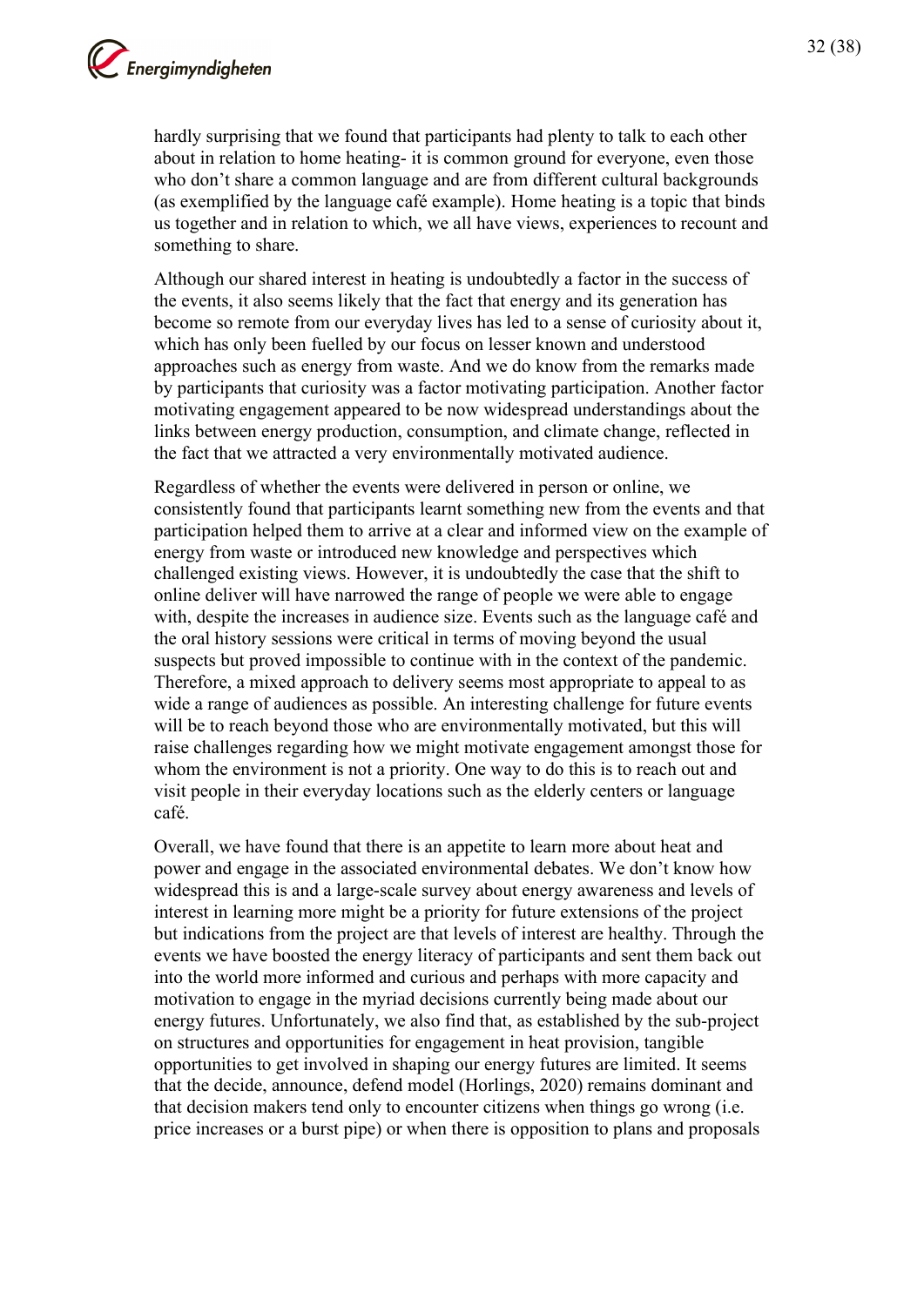hardly surprising that we found that participants had plenty to talk to each other about in relation to home heating- it is common ground for everyone, even those who don't share a common language and are from different cultural backgrounds (as exemplified by the language café example). Home heating is a topic that binds us together and in relation to which, we all have views, experiences to recount and something to share.

Although our shared interest in heating is undoubtedly a factor in the success of the events, it also seems likely that the fact that energy and its generation has become so remote from our everyday lives has led to a sense of curiosity about it, which has only been fuelled by our focus on lesser known and understood approaches such as energy from waste. And we do know from the remarks made by participants that curiosity was a factor motivating participation. Another factor motivating engagement appeared to be now widespread understandings about the links between energy production, consumption, and climate change, reflected in the fact that we attracted a very environmentally motivated audience.

Regardless of whether the events were delivered in person or online, we consistently found that participants learnt something new from the events and that participation helped them to arrive at a clear and informed view on the example of energy from waste or introduced new knowledge and perspectives which challenged existing views. However, it is undoubtedly the case that the shift to online deliver will have narrowed the range of people we were able to engage with, despite the increases in audience size. Events such as the language café and the oral history sessions were critical in terms of moving beyond the usual suspects but proved impossible to continue with in the context of the pandemic. Therefore, a mixed approach to delivery seems most appropriate to appeal to as wide a range of audiences as possible. An interesting challenge for future events will be to reach beyond those who are environmentally motivated, but this will raise challenges regarding how we might motivate engagement amongst those for whom the environment is not a priority. One way to do this is to reach out and visit people in their everyday locations such as the elderly centers or language café.

Overall, we have found that there is an appetite to learn more about heat and power and engage in the associated environmental debates. We don't know how widespread this is and a large-scale survey about energy awareness and levels of interest in learning more might be a priority for future extensions of the project but indications from the project are that levels of interest are healthy. Through the events we have boosted the energy literacy of participants and sent them back out into the world more informed and curious and perhaps with more capacity and motivation to engage in the myriad decisions currently being made about our energy futures. Unfortunately, we also find that, as established by the sub-project on structures and opportunities for engagement in heat provision, tangible opportunities to get involved in shaping our energy futures are limited. It seems that the decide, announce, defend model (Horlings, 2020) remains dominant and that decision makers tend only to encounter citizens when things go wrong (i.e. price increases or a burst pipe) or when there is opposition to plans and proposals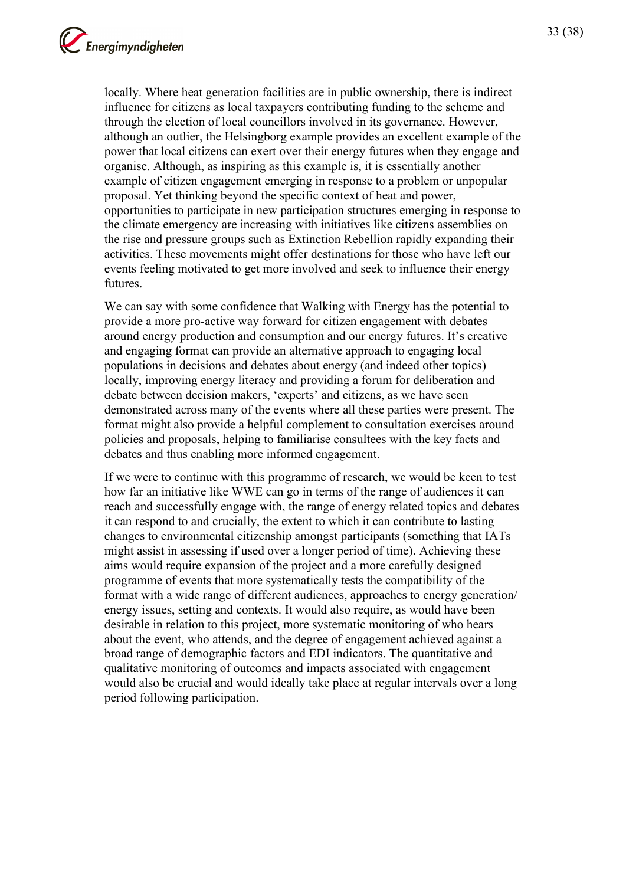locally. Where heat generation facilities are in public ownership, there is indirect influence for citizens as local taxpayers contributing funding to the scheme and through the election of local councillors involved in its governance. However, although an outlier, the Helsingborg example provides an excellent example of the power that local citizens can exert over their energy futures when they engage and organise. Although, as inspiring as this example is, it is essentially another example of citizen engagement emerging in response to a problem or unpopular proposal. Yet thinking beyond the specific context of heat and power, opportunities to participate in new participation structures emerging in response to the climate emergency are increasing with initiatives like citizens assemblies on the rise and pressure groups such as Extinction Rebellion rapidly expanding their activities. These movements might offer destinations for those who have left our events feeling motivated to get more involved and seek to influence their energy futures.

We can say with some confidence that Walking with Energy has the potential to provide a more pro-active way forward for citizen engagement with debates around energy production and consumption and our energy futures. It's creative and engaging format can provide an alternative approach to engaging local populations in decisions and debates about energy (and indeed other topics) locally, improving energy literacy and providing a forum for deliberation and debate between decision makers, 'experts' and citizens, as we have seen demonstrated across many of the events where all these parties were present. The format might also provide a helpful complement to consultation exercises around policies and proposals, helping to familiarise consultees with the key facts and debates and thus enabling more informed engagement.

If we were to continue with this programme of research, we would be keen to test how far an initiative like WWE can go in terms of the range of audiences it can reach and successfully engage with, the range of energy related topics and debates it can respond to and crucially, the extent to which it can contribute to lasting changes to environmental citizenship amongst participants (something that IATs might assist in assessing if used over a longer period of time). Achieving these aims would require expansion of the project and a more carefully designed programme of events that more systematically tests the compatibility of the format with a wide range of different audiences, approaches to energy generation/ energy issues, setting and contexts. It would also require, as would have been desirable in relation to this project, more systematic monitoring of who hears about the event, who attends, and the degree of engagement achieved against a broad range of demographic factors and EDI indicators. The quantitative and qualitative monitoring of outcomes and impacts associated with engagement would also be crucial and would ideally take place at regular intervals over a long period following participation.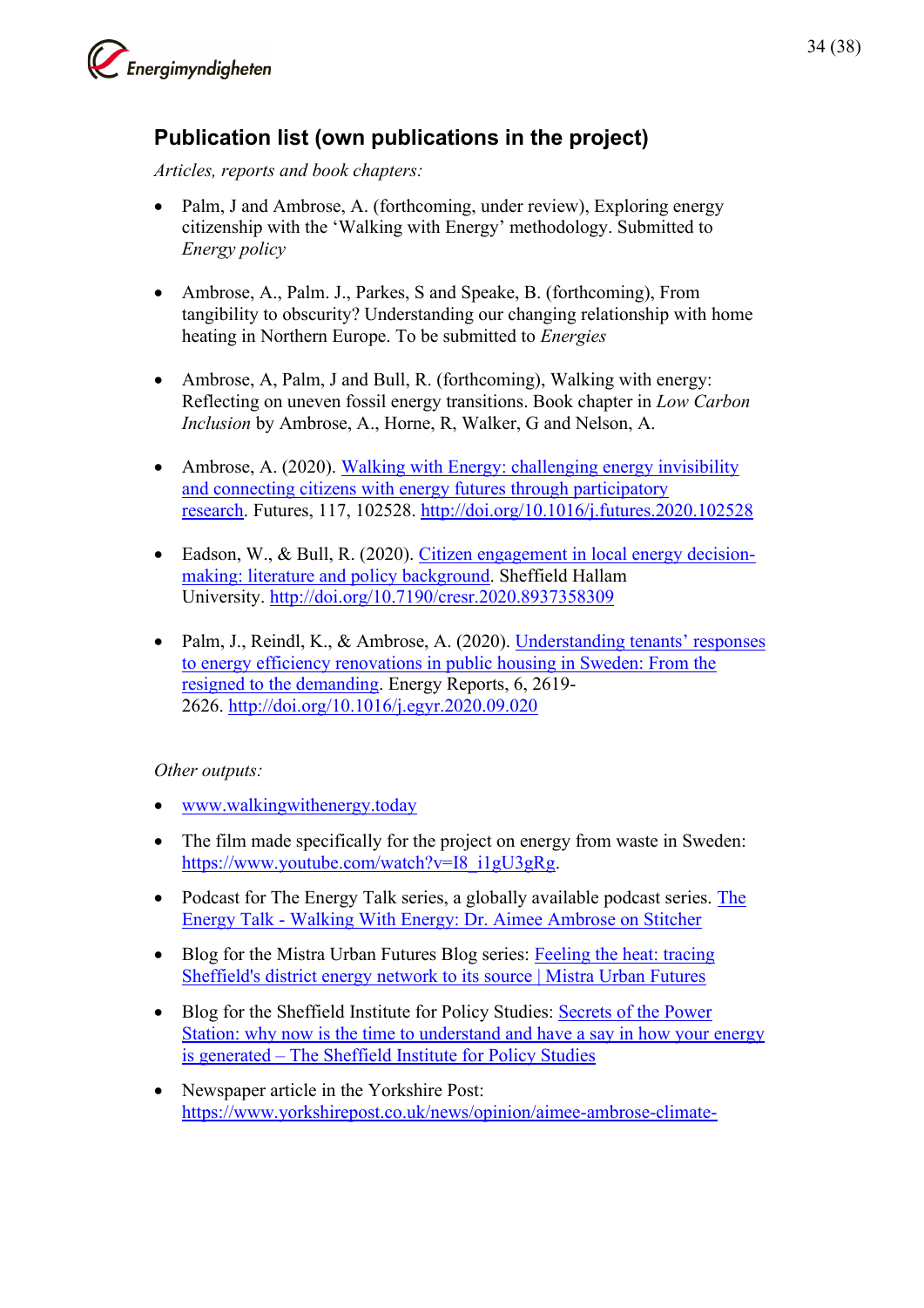## Publication list (own publications in the project)

*Articles, reports and book chapters:*

- Palm, J and Ambrose, A. (forthcoming, under review), Exploring energy citizenship with the 'Walking with Energy' methodology. Submitted to *Energy policy*

- Ambrose, A., Palm. J., Parkes, S and Speake, B. (forthcoming), From tangibility to obscurity? Understanding our changing relationship with home heating in Northern Europe. To be submitted to *Energies*

- Ambrose, A, Palm, J and Bull, R. (forthcoming), Walking with energy: Reflecting on uneven fossil energy transitions. Book chapter in *Low Carbon Inclusion* by Ambrose, A., Horne, R, Walker, G and Nelson, A.

- Ambrose, A. (2020). Walking with Energy: challenging energy invisibility and connecting citizens with energy futures through participatory research. Futures, 117, 102528. http://doi.org/10.1016/j.futures.2020.102528

- Eadson, W., & Bull, R. (2020). Citizen engagement in local energy decision-making: literature and policy background. Sheffield Hallam University. http://doi.org/10.7190/cresr.2020.8937358309

- Palm, J., Reindl, K., & Ambrose, A. (2020). Understanding tenants' responses to energy efficiency renovations in public housing in Sweden: From the resigned to the demanding. Energy Reports, 6, 2619-2626. http://doi.org/10.1016/j.egyr.2020.09.020

*Other outputs:*

- www.walkingwithenergy.today

- The film made specifically for the project on energy from waste in Sweden: https://www.youtube.com/watch?v=I8_i1gU3gRg.

- Podcast for The Energy Talk series, a globally available podcast series. The Energy Talk - Walking With Energy: Dr. Aimee Ambrose on Stitcher

- Blog for the Mistra Urban Futures Blog series: Feeling the heat: tracing Sheffield's district energy network to its source | Mistra Urban Futures

- Blog for the Sheffield Institute for Policy Studies: Secrets of the Power Station: why now is the time to understand and have a say in how your energy is generated – The Sheffield Institute for Policy Studies

- Newspaper article in the Yorkshire Post: https://www.yorkshirepost.co.uk/news/opinion/aimee-ambrose-climate-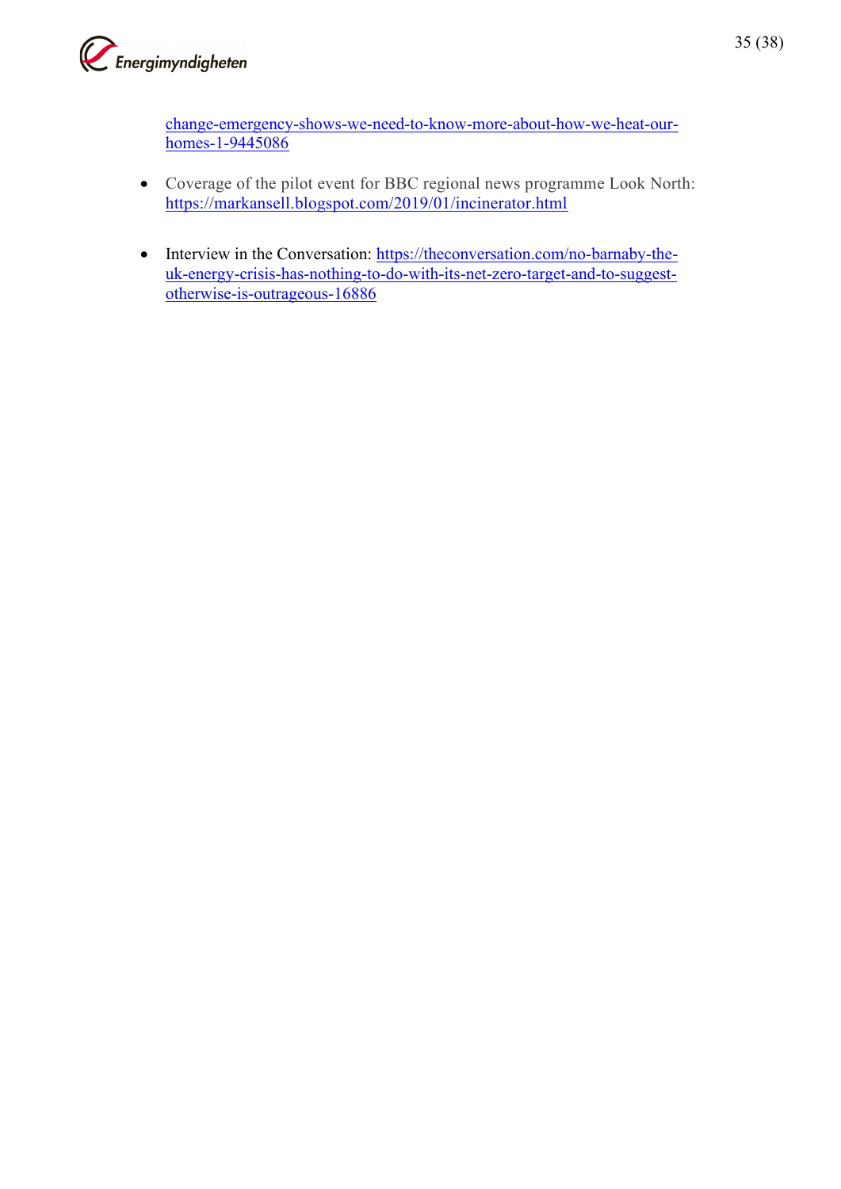change-emergency-shows-we-need-to-know-more-about-how-we-heat-our-homes-1-9445086

- Coverage of the pilot event for BBC regional news programme Look North: https://markansell.blogspot.com/2019/01/incinerator.html

- Interview in the Conversation: https://theconversation.com/no-barnaby-the-uk-energy-crisis-has-nothing-to-do-with-its-net-zero-target-and-to-suggest-otherwise-is-outrageous-16886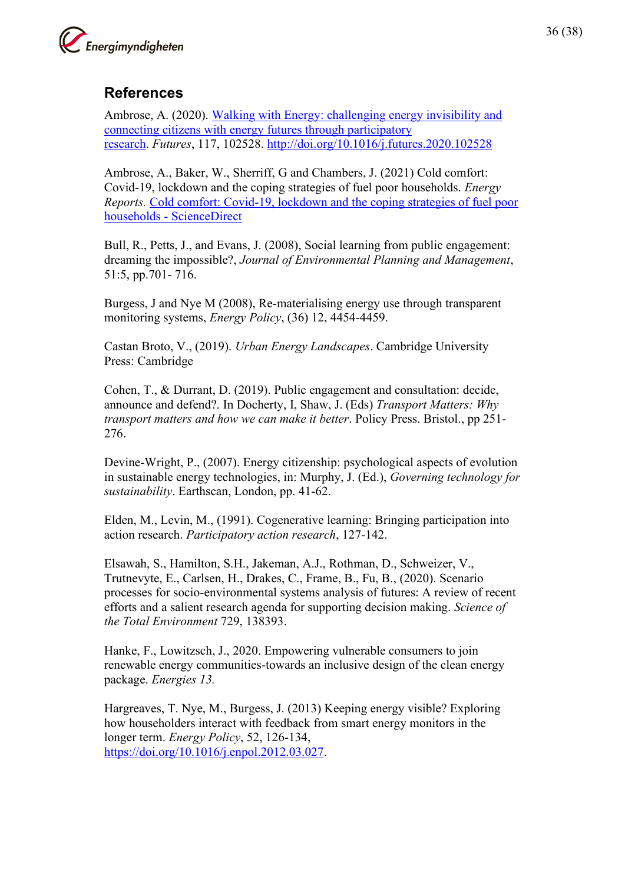## References

Ambrose, A. (2020). [Walking with Energy: challenging energy invisibility and connecting citizens with energy futures through participatory research](http://doi.org/10.1016/j.futures.2020.102528). *Futures*, 117, 102528. [http://doi.org/10.1016/j.futures.2020.102528](http://doi.org/10.1016/j.futures.2020.102528)

Ambrose, A., Baker, W., Sherriff, G and Chambers, J. (2021) Cold comfort: Covid-19, lockdown and the coping strategies of fuel poor households. *Energy Reports.* Cold comfort: Covid-19, lockdown and the coping strategies of fuel poor households - ScienceDirect

Bull, R., Petts, J., and Evans, J. (2008), Social learning from public engagement: dreaming the impossible?, *Journal of Environmental Planning and Management*, 51:5, pp.701- 716.

Burgess, J and Nye M (2008), Re-materialising energy use through transparent monitoring systems, *Energy Policy*, (36) 12, 4454-4459.

Castan Broto, V., (2019). *Urban Energy Landscapes*. Cambridge University Press: Cambridge

Cohen, T., & Durrant, D. (2019). Public engagement and consultation: decide, announce and defend?. In Docherty, I, Shaw, J. (Eds) *Transport Matters: Why transport matters and how we can make it better*. Policy Press. Bristol., pp 251-276.

Devine-Wright, P., (2007). Energy citizenship: psychological aspects of evolution in sustainable energy technologies, in: Murphy, J. (Ed.), *Governing technology for sustainability*. Earthscan, London, pp. 41-62.

Elden, M., Levin, M., (1991). Cogenerative learning: Bringing participation into action research. *Participatory action research*, 127-142.

Elsawah, S., Hamilton, S.H., Jakeman, A.J., Rothman, D., Schweizer, V., Trutnevyte, E., Carlsen, H., Drakes, C., Frame, B., Fu, B., (2020). Scenario processes for socio-environmental systems analysis of futures: A review of recent efforts and a salient research agenda for supporting decision making. *Science of the Total Environment* 729, 138393.

Hanke, F., Lowitzsch, J., 2020. Empowering vulnerable consumers to join renewable energy communities-towards an inclusive design of the clean energy package. *Energies 13.*

Hargreaves, T. Nye, M., Burgess, J. (2013) Keeping energy visible? Exploring how householders interact with feedback from smart energy monitors in the longer term. *Energy Policy*, 52, 126-134, [https://doi.org/10.1016/j.enpol.2012.03.027](https://doi.org/10.1016/j.enpol.2012.03.027).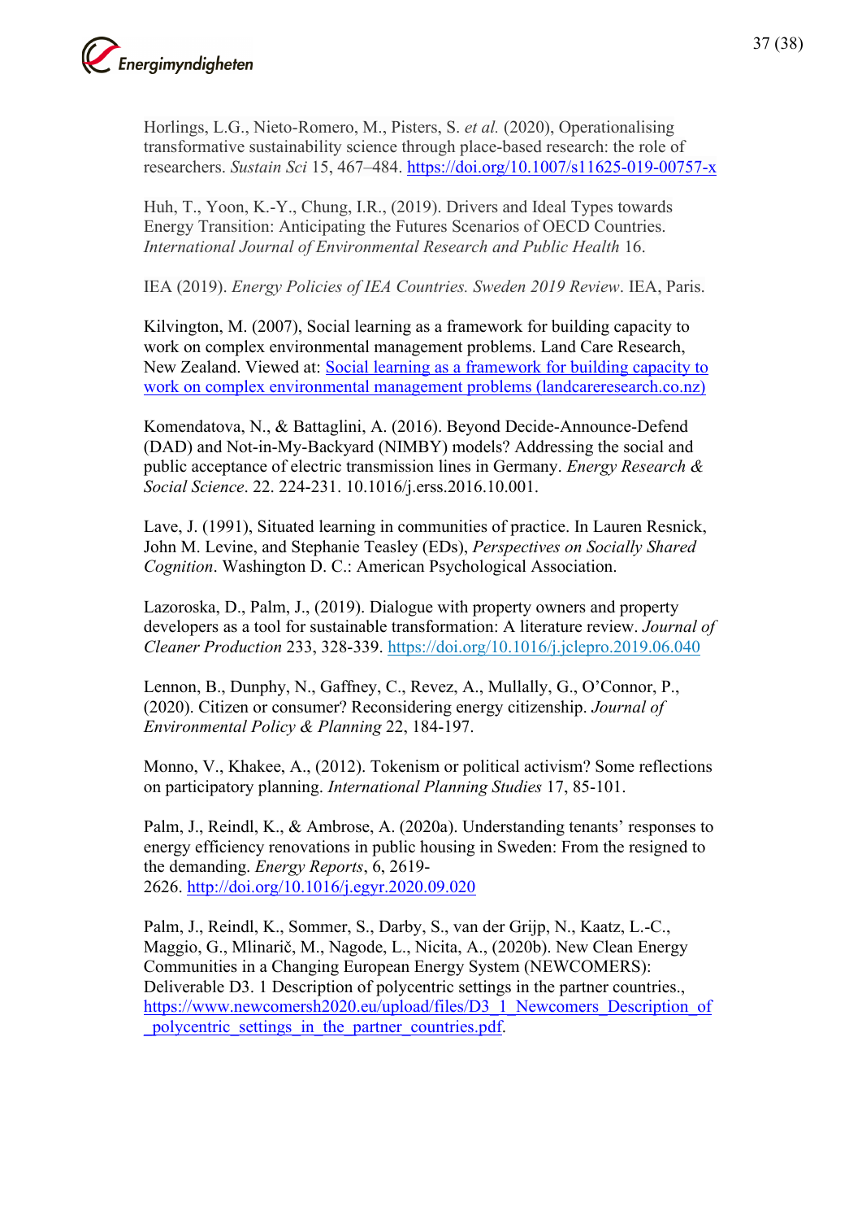Horlings, L.G., Nieto-Romero, M., Pisters, S. *et al.* (2020), Operationalising transformative sustainability science through place-based research: the role of researchers. *Sustain Sci* 15, 467–484. https://doi.org/10.1007/s11625-019-00757-x

Huh, T., Yoon, K.-Y., Chung, I.R., (2019). Drivers and Ideal Types towards Energy Transition: Anticipating the Futures Scenarios of OECD Countries. *International Journal of Environmental Research and Public Health* 16.

IEA (2019). *Energy Policies of IEA Countries. Sweden 2019 Review*. IEA, Paris.

Kilvington, M. (2007), Social learning as a framework for building capacity to work on complex environmental management problems. Land Care Research, New Zealand. Viewed at: Social learning as a framework for building capacity to work on complex environmental management problems (landcareresearch.co.nz)

Komendatova, N., & Battaglini, A. (2016). Beyond Decide-Announce-Defend (DAD) and Not-in-My-Backyard (NIMBY) models? Addressing the social and public acceptance of electric transmission lines in Germany. *Energy Research & Social Science*. 22. 224-231. 10.1016/j.erss.2016.10.001.

Lave, J. (1991), Situated learning in communities of practice. In Lauren Resnick, John M. Levine, and Stephanie Teasley (EDs), *Perspectives on Socially Shared Cognition*. Washington D. C.: American Psychological Association.

Lazoroska, D., Palm, J., (2019). Dialogue with property owners and property developers as a tool for sustainable transformation: A literature review. *Journal of Cleaner Production* 233, 328-339. https://doi.org/10.1016/j.jclepro.2019.06.040

Lennon, B., Dunphy, N., Gaffney, C., Revez, A., Mullally, G., O'Connor, P., (2020). Citizen or consumer? Reconsidering energy citizenship. *Journal of Environmental Policy & Planning* 22, 184-197.

Monno, V., Khakee, A., (2012). Tokenism or political activism? Some reflections on participatory planning. *International Planning Studies* 17, 85-101.

Palm, J., Reindl, K., & Ambrose, A. (2020a). Understanding tenants' responses to energy efficiency renovations in public housing in Sweden: From the resigned to the demanding. *Energy Reports*, 6, 2619-2626. http://doi.org/10.1016/j.egyr.2020.09.020

Palm, J., Reindl, K., Sommer, S., Darby, S., van der Grijp, N., Kaatz, L.-C., Maggio, G., Mlinarič, M., Nagode, L., Nicita, A., (2020b). New Clean Energy Communities in a Changing European Energy System (NEWCOMERS): Deliverable D3. 1 Description of polycentric settings in the partner countries., https://www.newcomersh2020.eu/upload/files/D3_1_Newcomers_Description_of_polycentric_settings_in_the_partner_countries.pdf.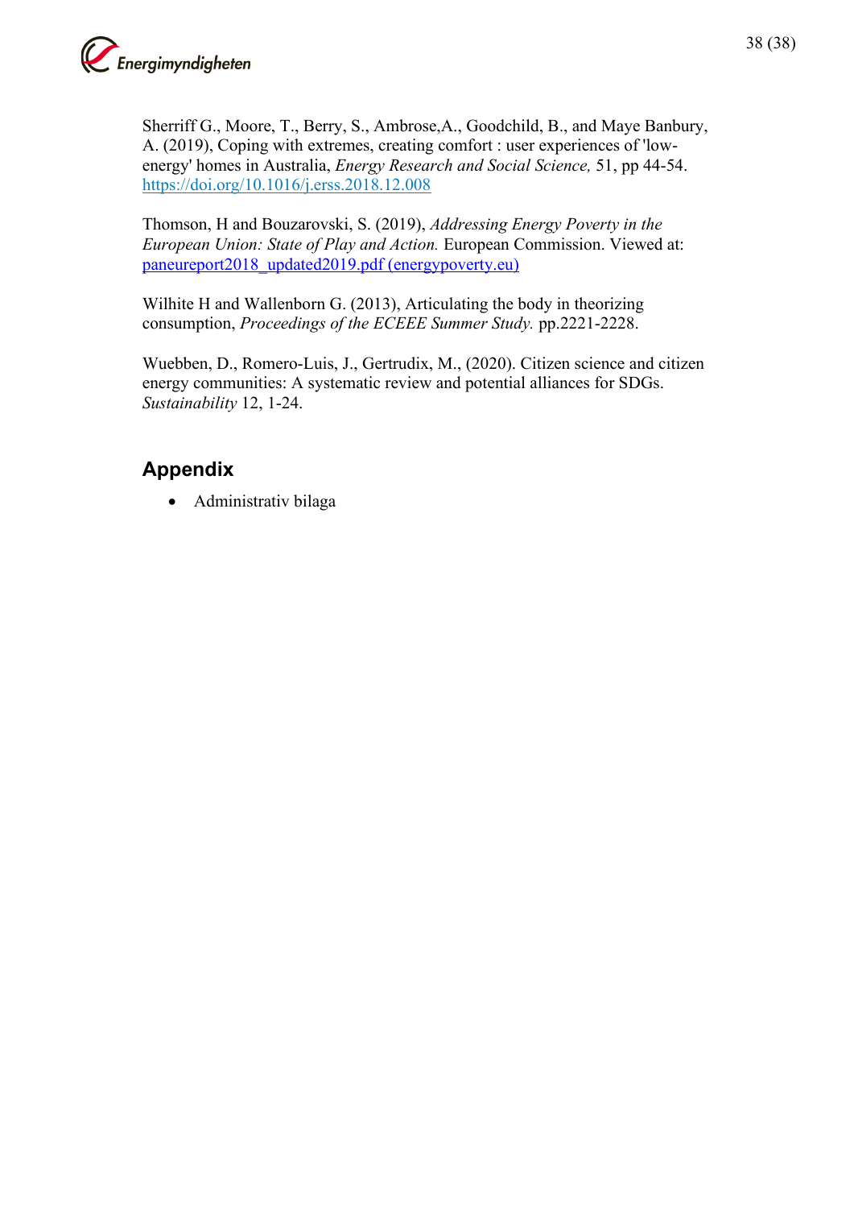Sherriff G., Moore, T., Berry, S., Ambrose,A., Goodchild, B., and Maye Banbury, A. (2019), Coping with extremes, creating comfort : user experiences of 'low-energy' homes in Australia, *Energy Research and Social Science,* 51, pp 44-54. https://doi.org/10.1016/j.erss.2018.12.008

Thomson, H and Bouzarovski, S. (2019), *Addressing Energy Poverty in the European Union: State of Play and Action.* European Commission. Viewed at: paneureport2018_updated2019.pdf (energypoverty.eu)

Wilhite H and Wallenborn G. (2013), Articulating the body in theorizing consumption, *Proceedings of the ECEEE Summer Study.* pp.2221-2228.

Wuebben, D., Romero-Luis, J., Gertrudix, M., (2020). Citizen science and citizen energy communities: A systematic review and potential alliances for SDGs. *Sustainability* 12, 1-24.

## Appendix

- Administrativ bilaga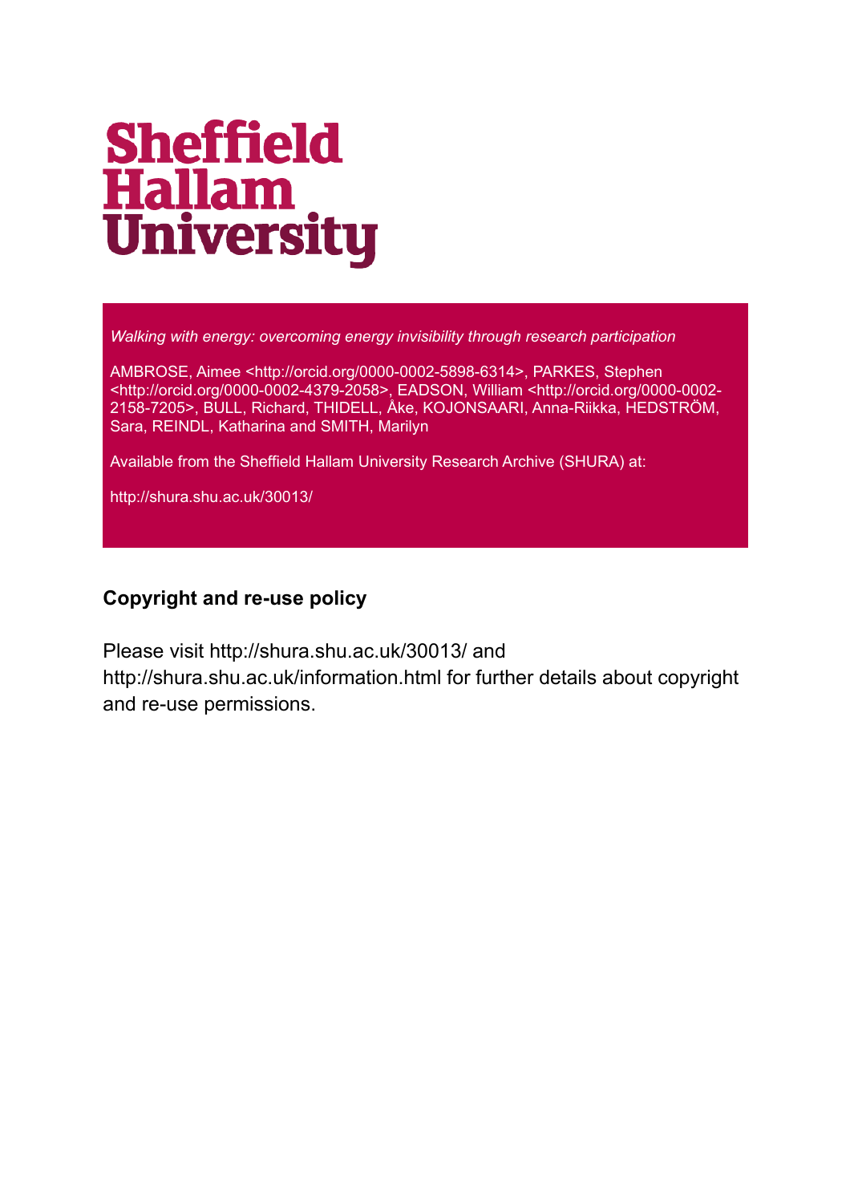# Sheffield Hallam University

*Walking with energy: overcoming energy invisibility through research participation*

AMBROSE, Aimee <http://orcid.org/0000-0002-5898-6314>, PARKES, Stephen <http://orcid.org/0000-0002-4379-2058>, EADSON, William <http://orcid.org/0000-0002-2158-7205>, BULL, Richard, THIDELL, Åke, KOJONSAARI, Anna-Riikka, HEDSTRÖM, Sara, REINDL, Katharina and SMITH, Marilyn

Available from the Sheffield Hallam University Research Archive (SHURA) at:

http://shura.shu.ac.uk/30013/

## Copyright and re-use policy

Please visit http://shura.shu.ac.uk/30013/ and http://shura.shu.ac.uk/information.html for further details about copyright and re-use permissions.